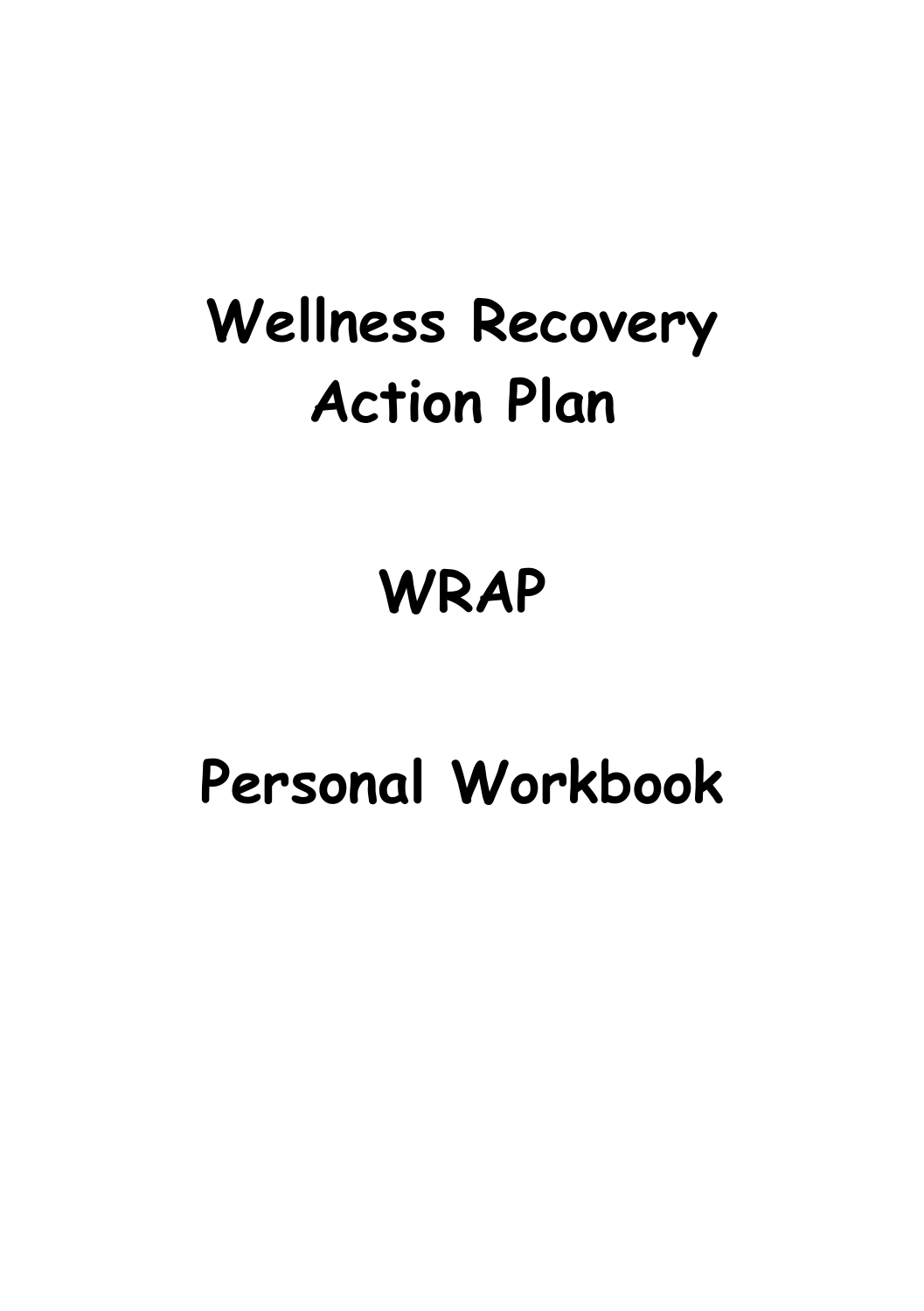# Wellness Recovery Action Plan

# WRAP

# Personal Workbook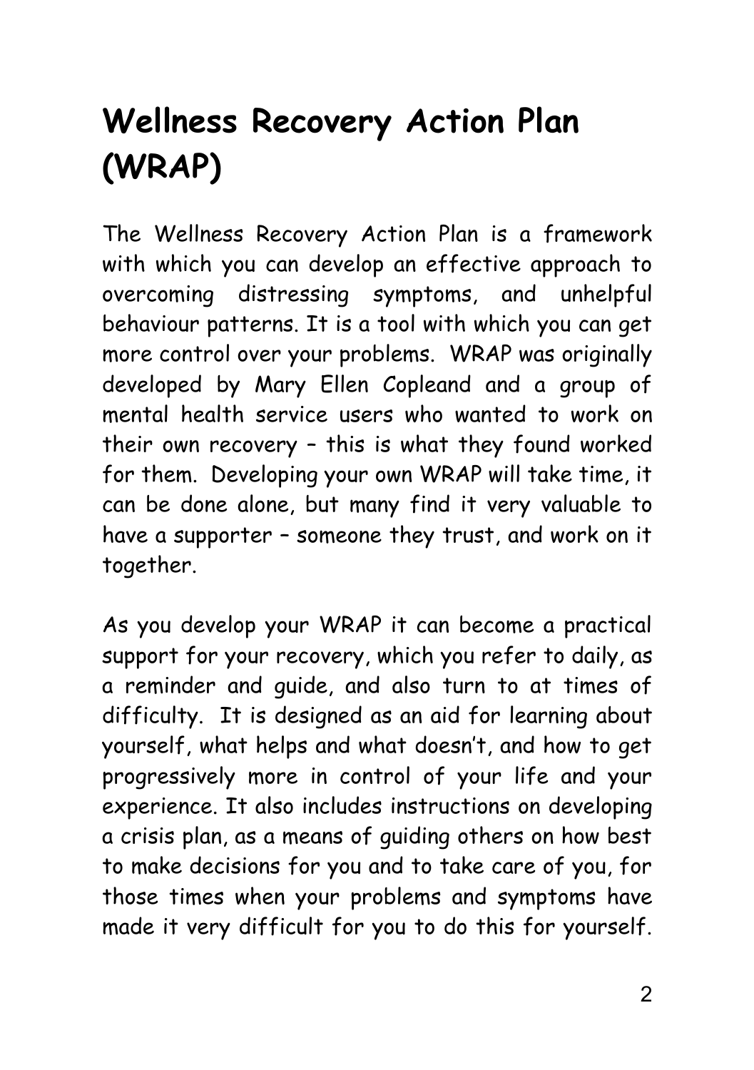# Wellness Recovery Action Plan (WRAP)

The Wellness Recovery Action Plan is a framework with which you can develop an effective approach to overcoming distressing symptoms, and unhelpful behaviour patterns. It is a tool with which you can get more control over your problems. WRAP was originally developed by Mary Ellen Copleand and a group of mental health service users who wanted to work on their own recovery – this is what they found worked for them. Developing your own WRAP will take time, it can be done alone, but many find it very valuable to have a supporter – someone they trust, and work on it together.

As you develop your WRAP it can become a practical support for your recovery, which you refer to daily, as a reminder and guide, and also turn to at times of difficulty. It is designed as an aid for learning about yourself, what helps and what doesn't, and how to get progressively more in control of your life and your experience. It also includes instructions on developing a crisis plan, as a means of guiding others on how best to make decisions for you and to take care of you, for those times when your problems and symptoms have made it very difficult for you to do this for yourself.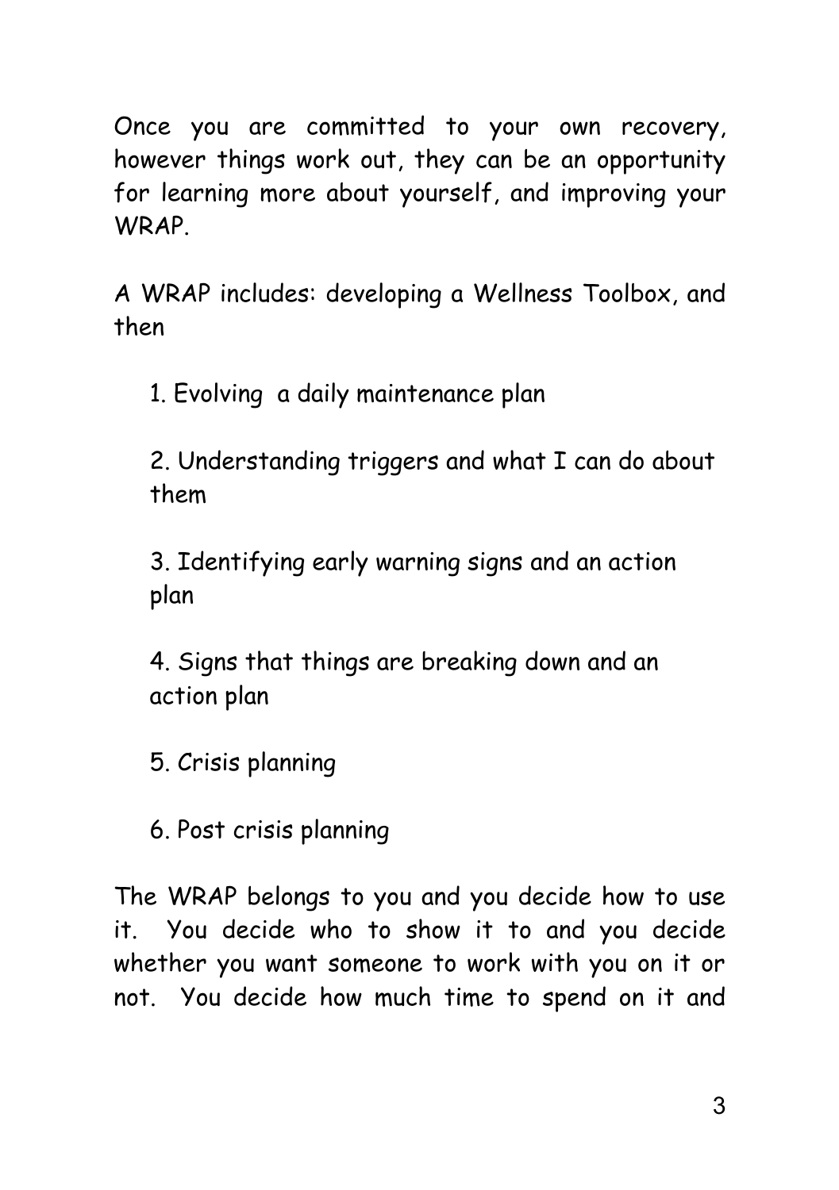Once you are committed to your own recovery, however things work out, they can be an opportunity for learning more about yourself, and improving your WRAP.

A WRAP includes: developing a Wellness Toolbox, and then

1. Evolving a daily maintenance plan

2. Understanding triggers and what I can do about them

3. Identifying early warning signs and an action plan

4. Signs that things are breaking down and an action plan

5. Crisis planning

6. Post crisis planning

The WRAP belongs to you and you decide how to use it. You decide who to show it to and you decide whether you want someone to work with you on it or not. You decide how much time to spend on it and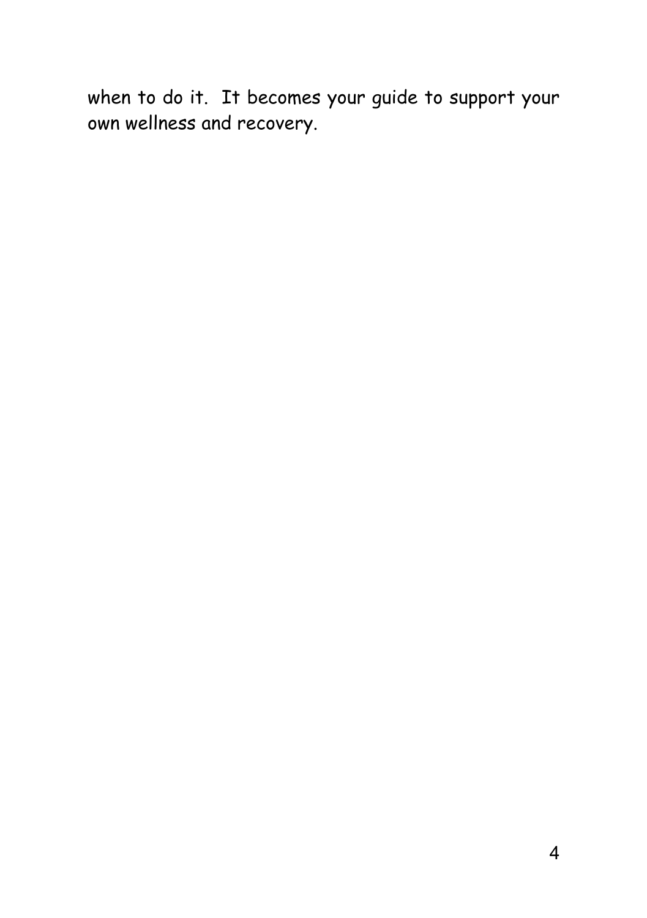when to do it.  It becomes your guide to support your own wellness and recovery.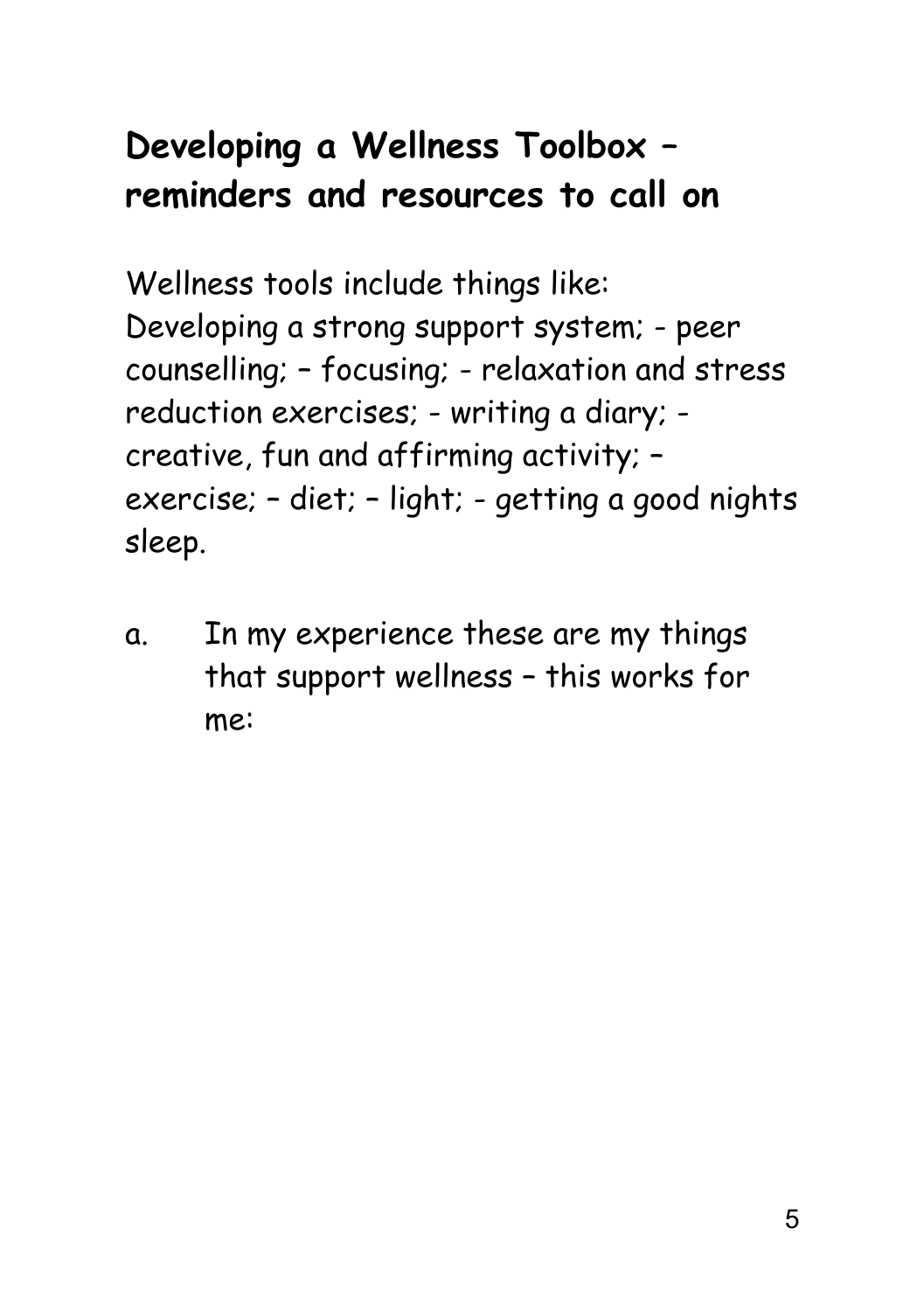## Developing a Wellness Toolbox – reminders and resources to call on

Wellness tools include things like:
Developing a strong support system; - peer counselling; – focusing; - relaxation and stress reduction exercises; - writing a diary; - creative, fun and affirming activity; – exercise; – diet; – light; - getting a good nights sleep.

a. In my experience these are my things that support wellness – this works for me: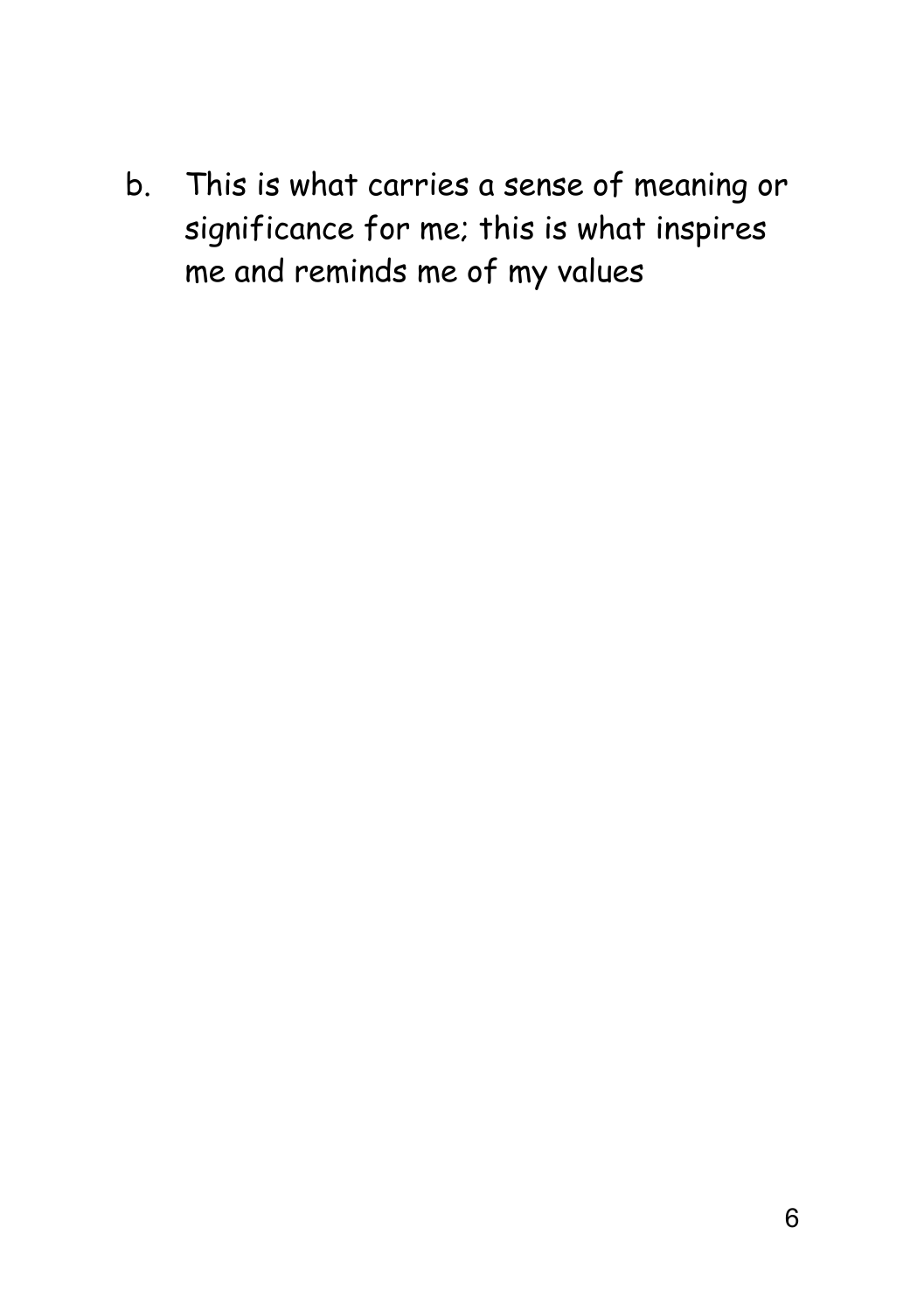b. This is what carries a sense of meaning or significance for me; this is what inspires me and reminds me of my values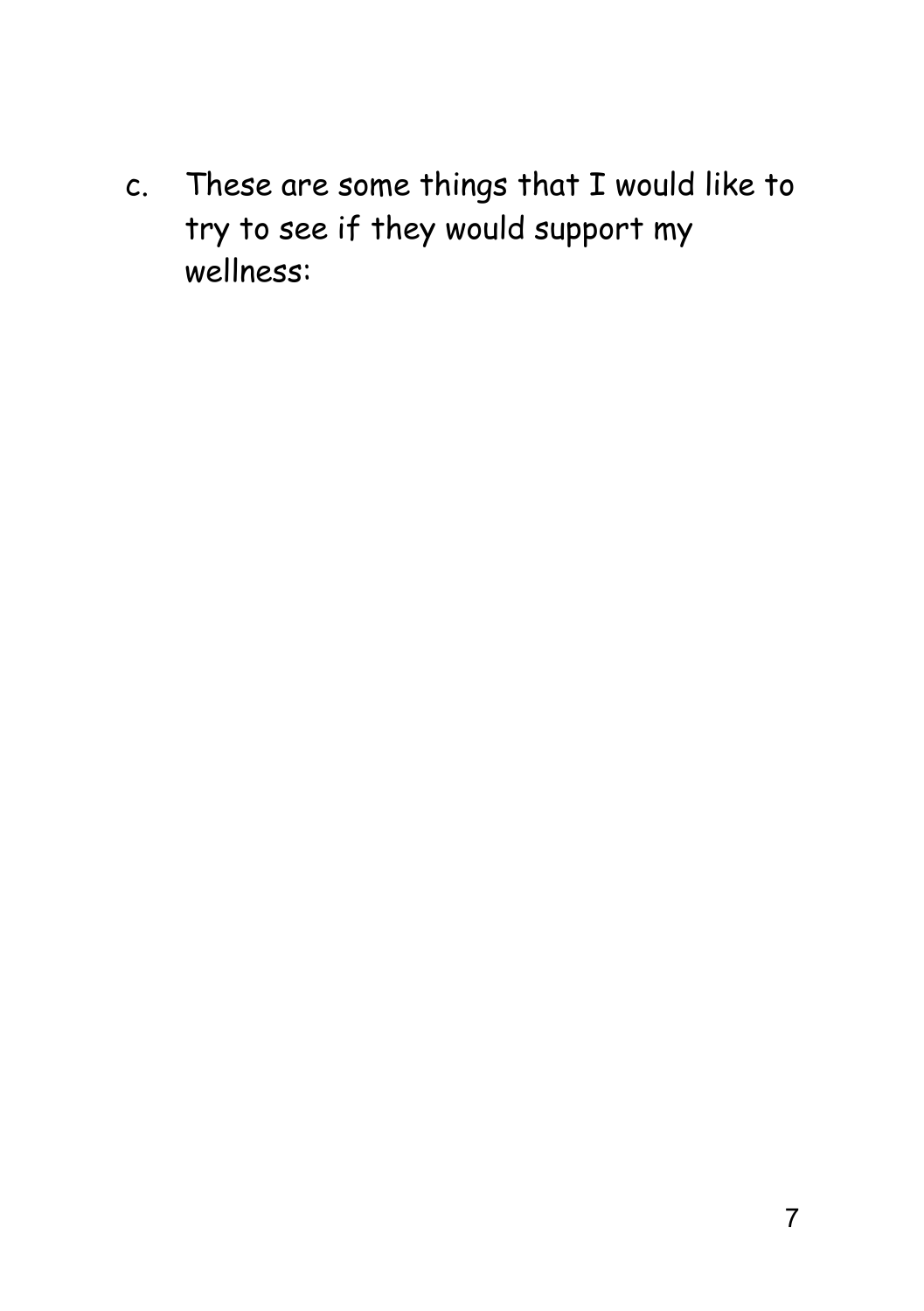c. These are some things that I would like to try to see if they would support my wellness: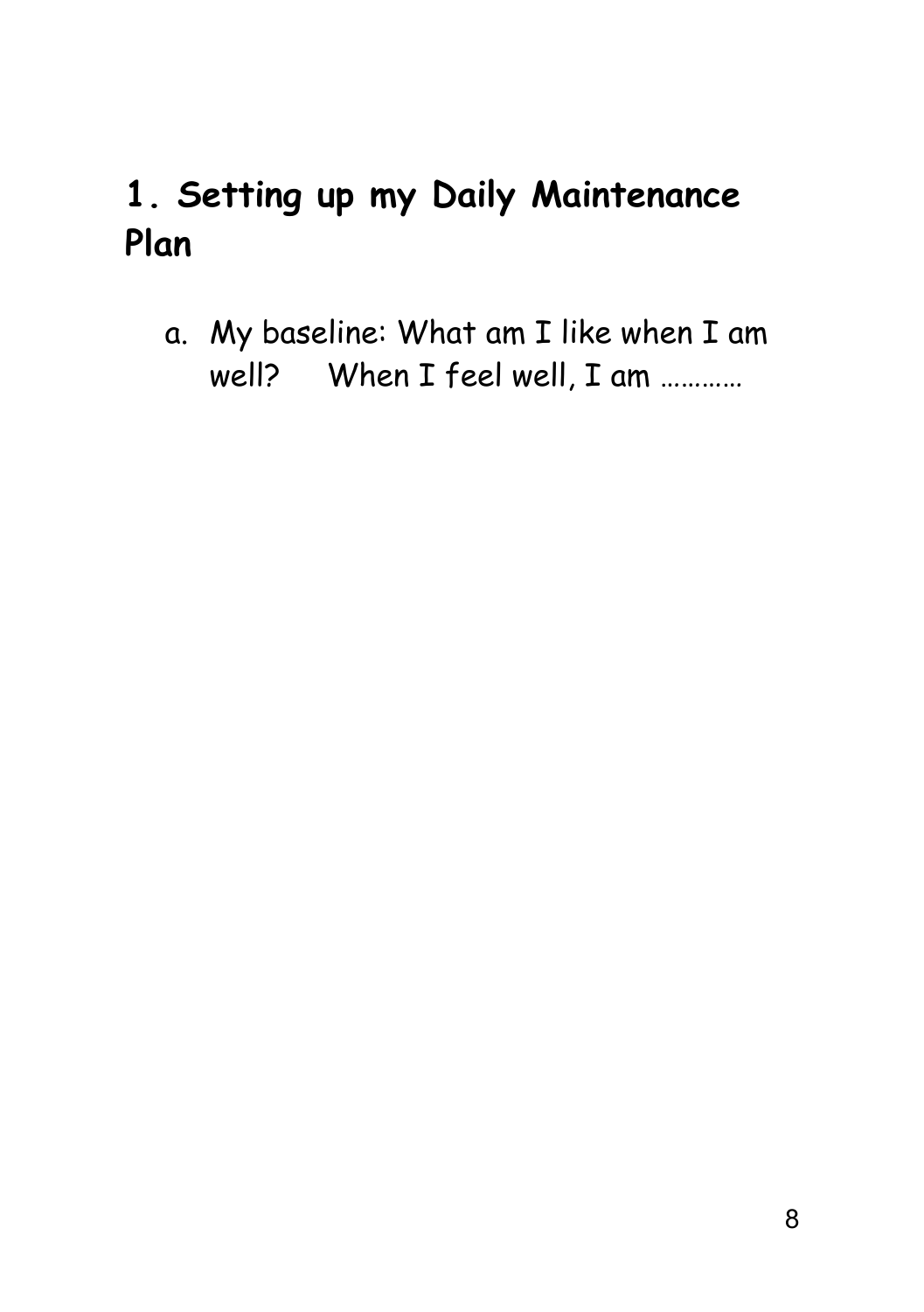# 1. Setting up my Daily Maintenance Plan

a. My baseline: What am I like when I am well? When I feel well, I am …………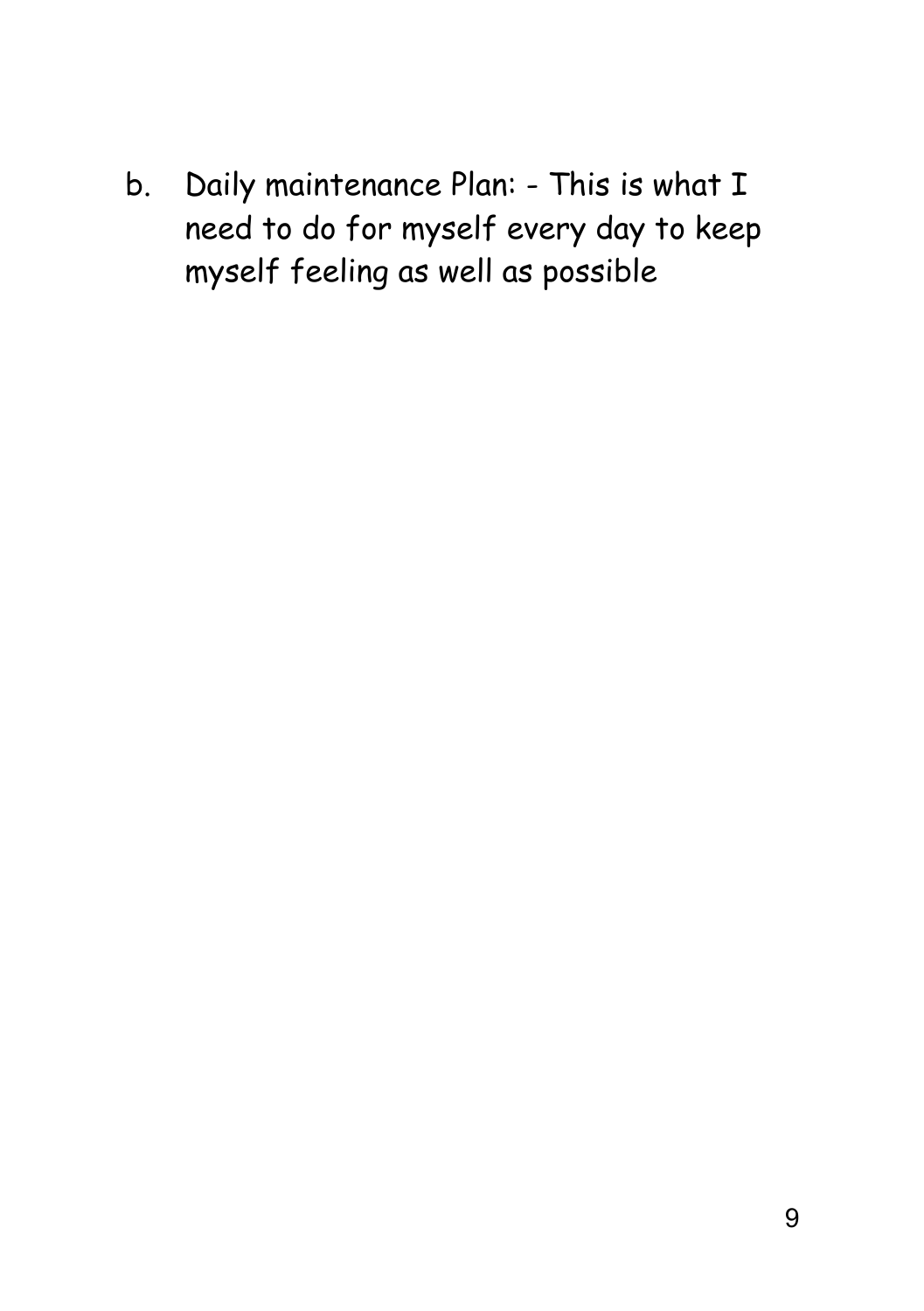b. Daily maintenance Plan: - This is what I need to do for myself every day to keep myself feeling as well as possible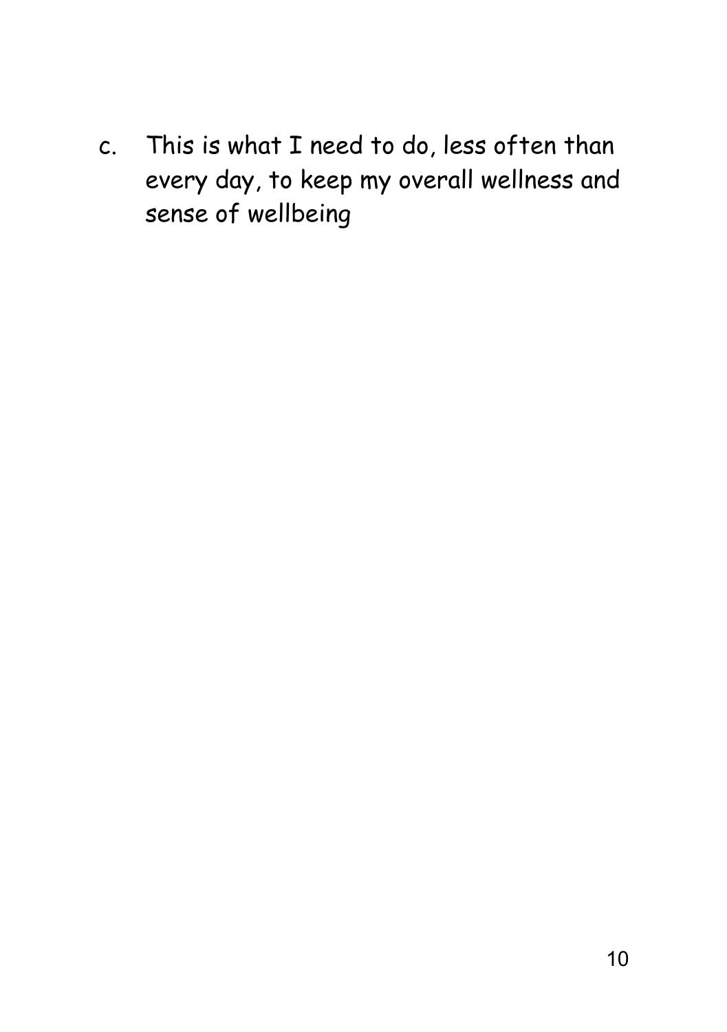c. This is what I need to do, less often than every day, to keep my overall wellness and sense of wellbeing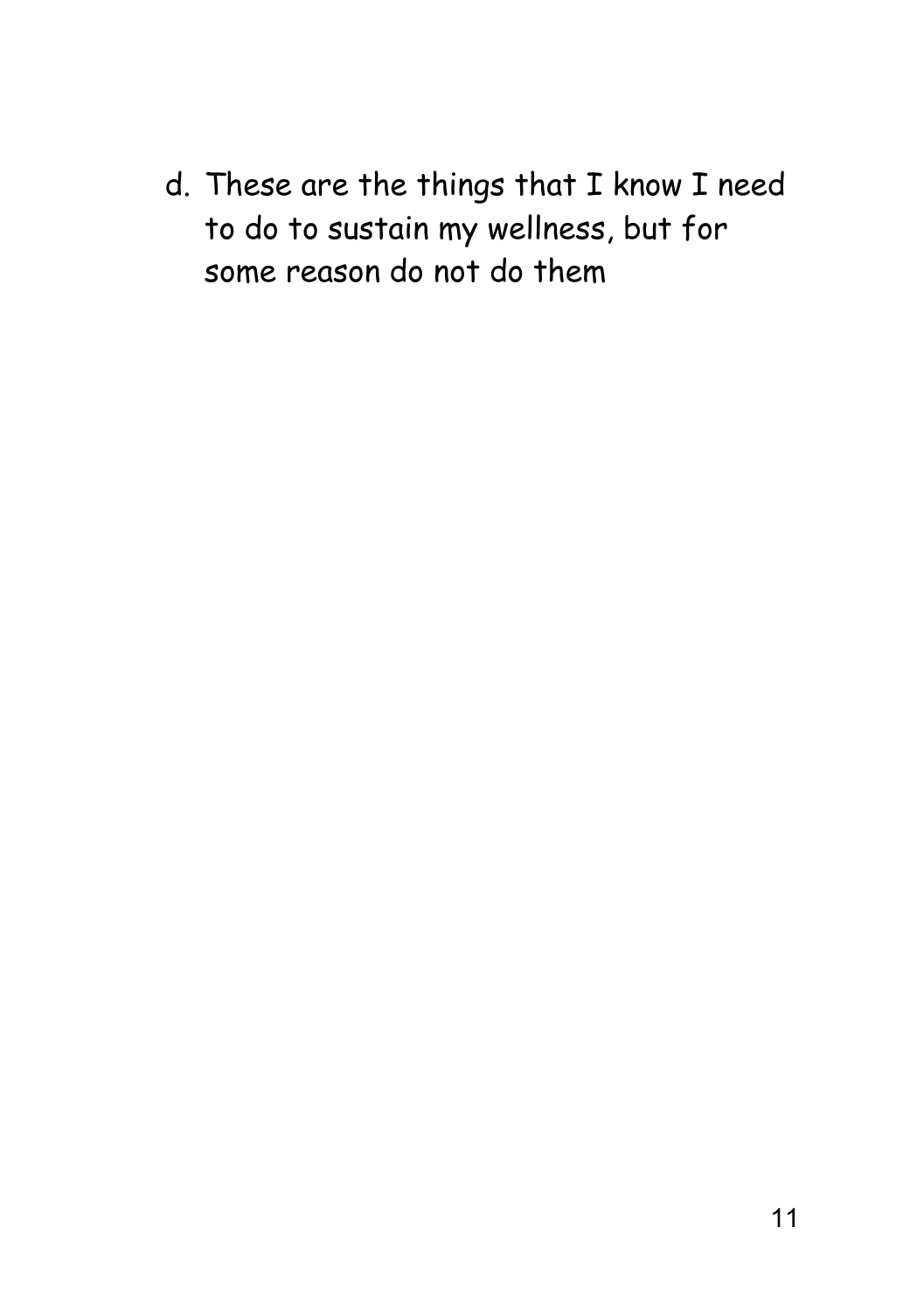d. These are the things that I know I need to do to sustain my wellness, but for some reason do not do them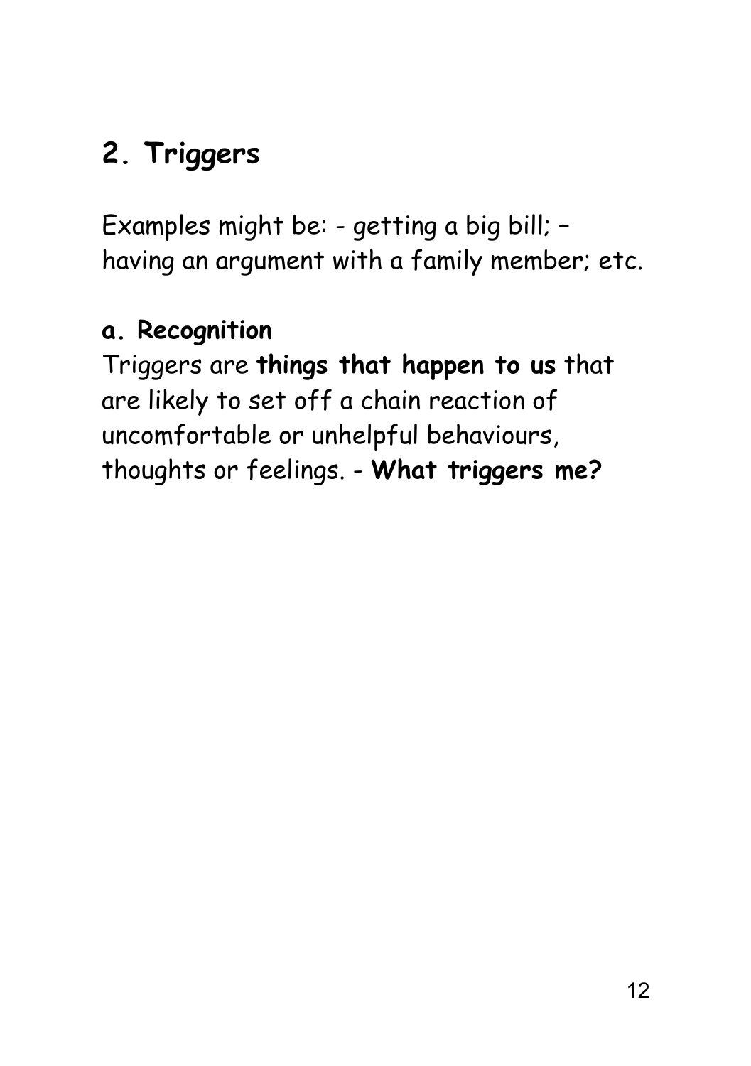## 2. Triggers

Examples might be: - getting a big bill; – having an argument with a family member; etc.

### a. Recognition

Triggers are **things that happen to us** that are likely to set off a chain reaction of uncomfortable or unhelpful behaviours, thoughts or feelings. - **What triggers me?**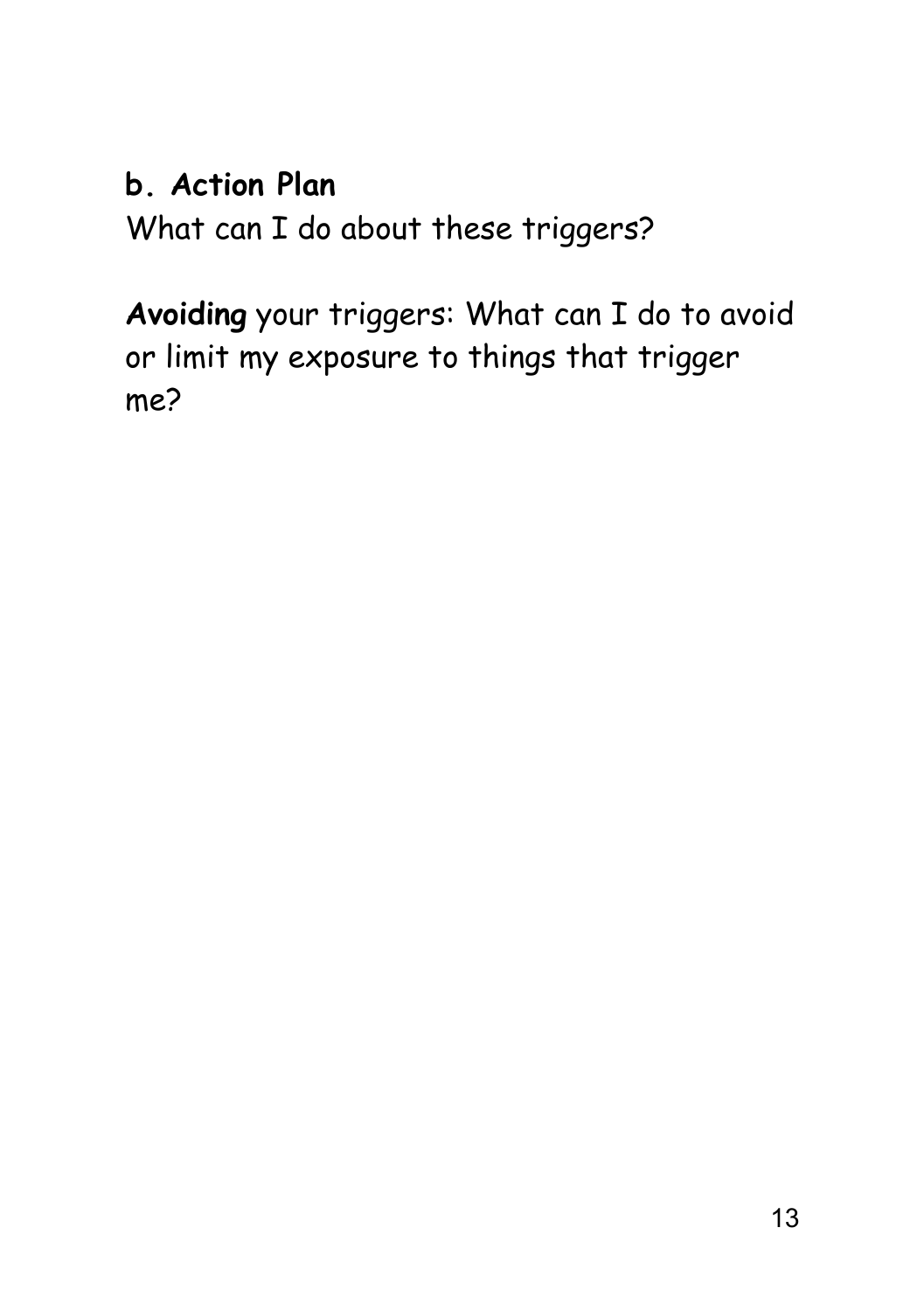**b. Action Plan**

What can I do about these triggers?

**Avoiding** your triggers: What can I do to avoid or limit my exposure to things that trigger me?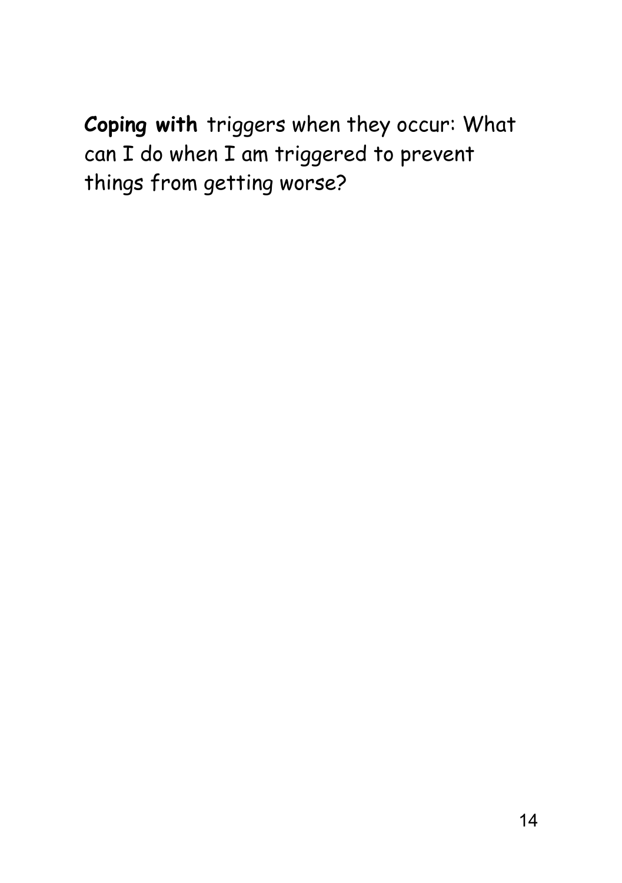**Coping with** triggers when they occur: What can I do when I am triggered to prevent things from getting worse?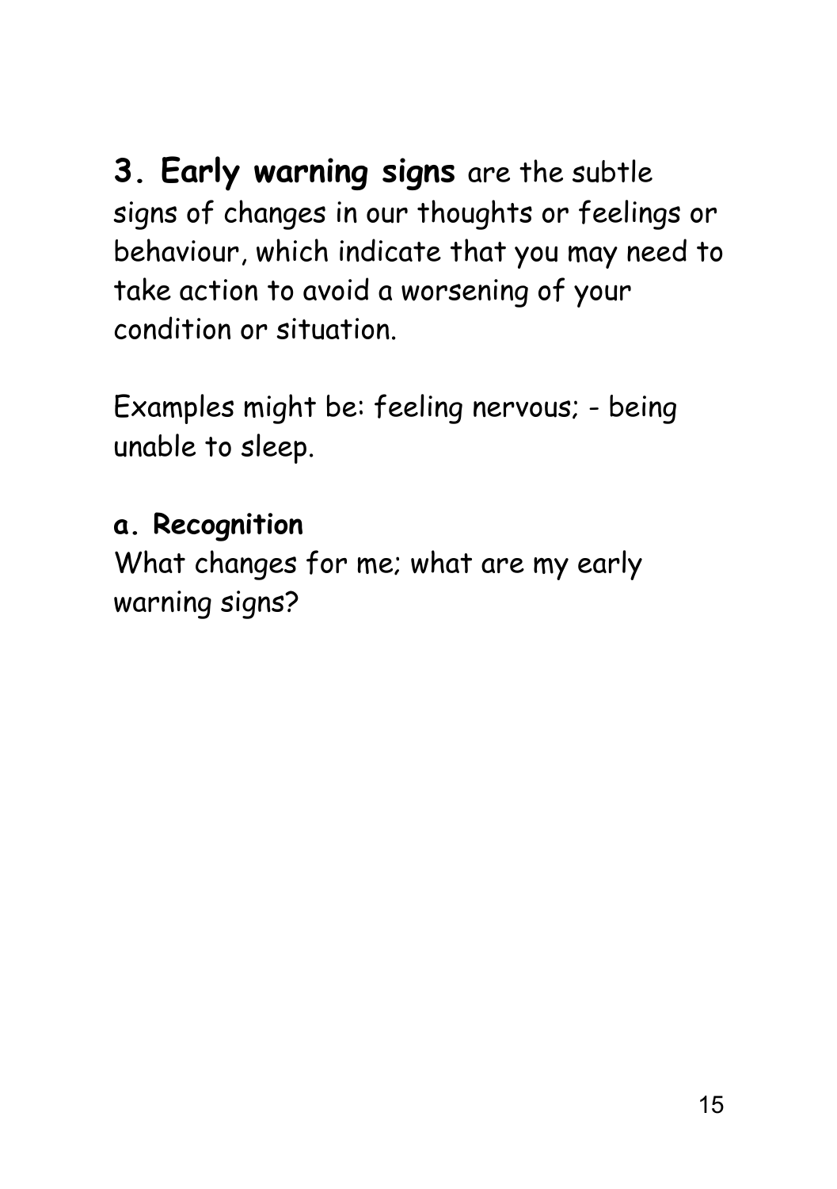**3. Early warning signs** are the subtle signs of changes in our thoughts or feelings or behaviour, which indicate that you may need to take action to avoid a worsening of your condition or situation.

Examples might be: feeling nervous; - being unable to sleep.

**a. Recognition**

What changes for me; what are my early warning signs?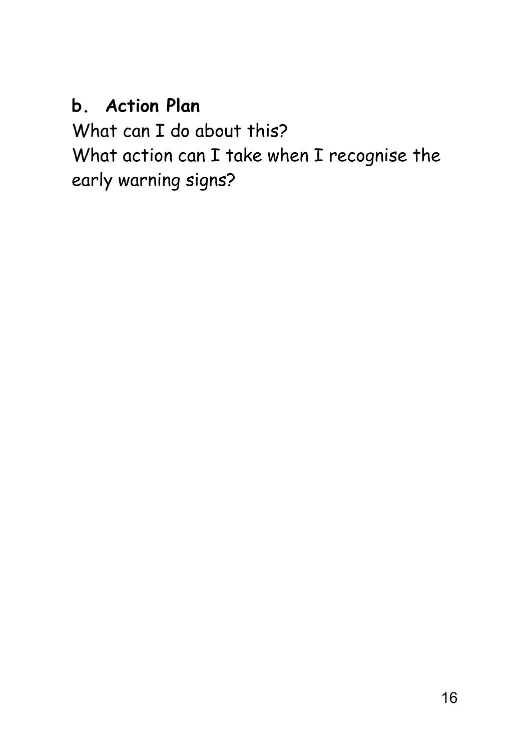## b. Action Plan

What can I do about this?

What action can I take when I recognise the early warning signs?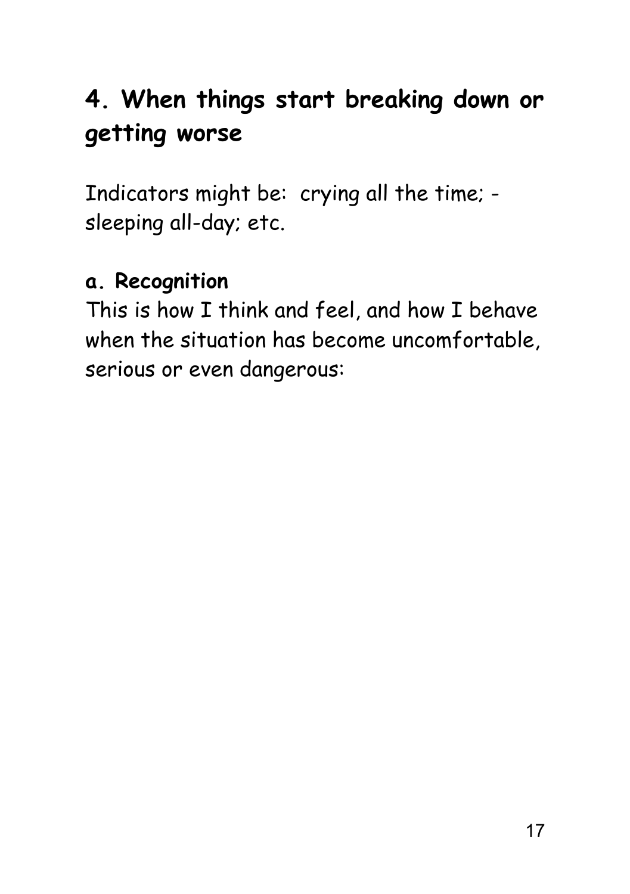## 4. When things start breaking down or getting worse

Indicators might be: crying all the time; - sleeping all-day; etc.

### a. Recognition

This is how I think and feel, and how I behave when the situation has become uncomfortable, serious or even dangerous: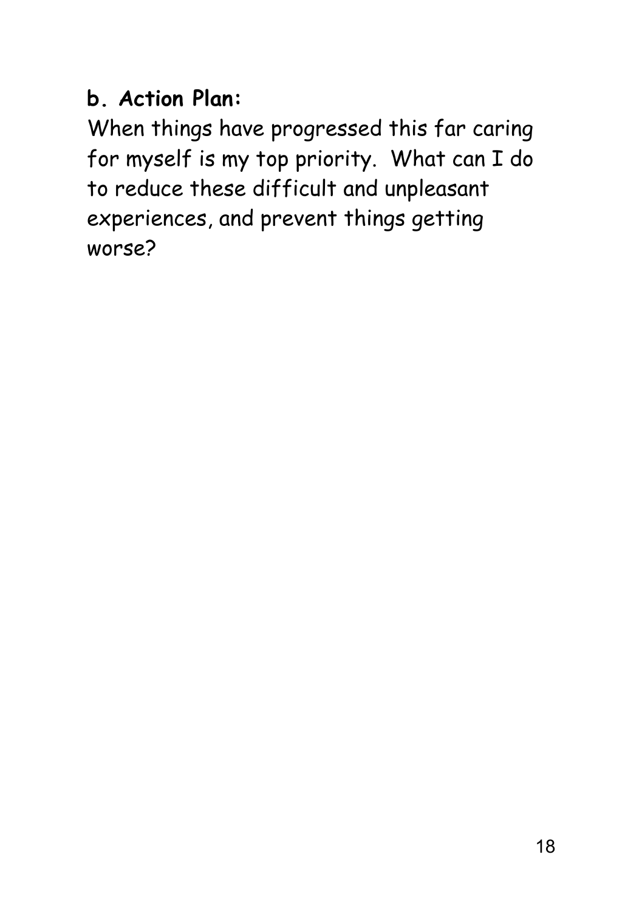**b. Action Plan:**

When things have progressed this far caring for myself is my top priority. What can I do to reduce these difficult and unpleasant experiences, and prevent things getting worse?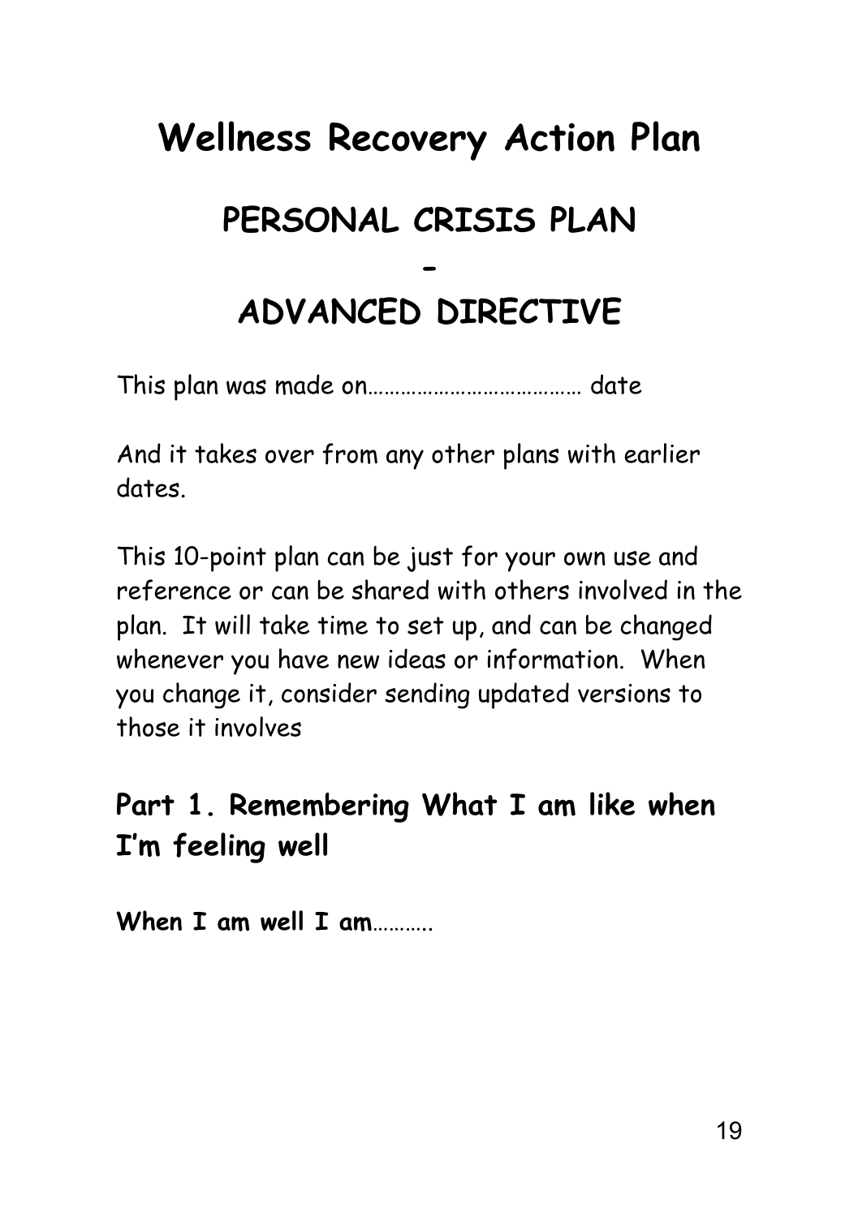# Wellness Recovery Action Plan

## PERSONAL CRISIS PLAN

## -

## ADVANCED DIRECTIVE

This plan was made on………………………………… date

And it takes over from any other plans with earlier dates.

This 10-point plan can be just for your own use and reference or can be shared with others involved in the plan. It will take time to set up, and can be changed whenever you have new ideas or information. When you change it, consider sending updated versions to those it involves

### Part 1. Remembering What I am like when I'm feeling well

**When I am well I am**……….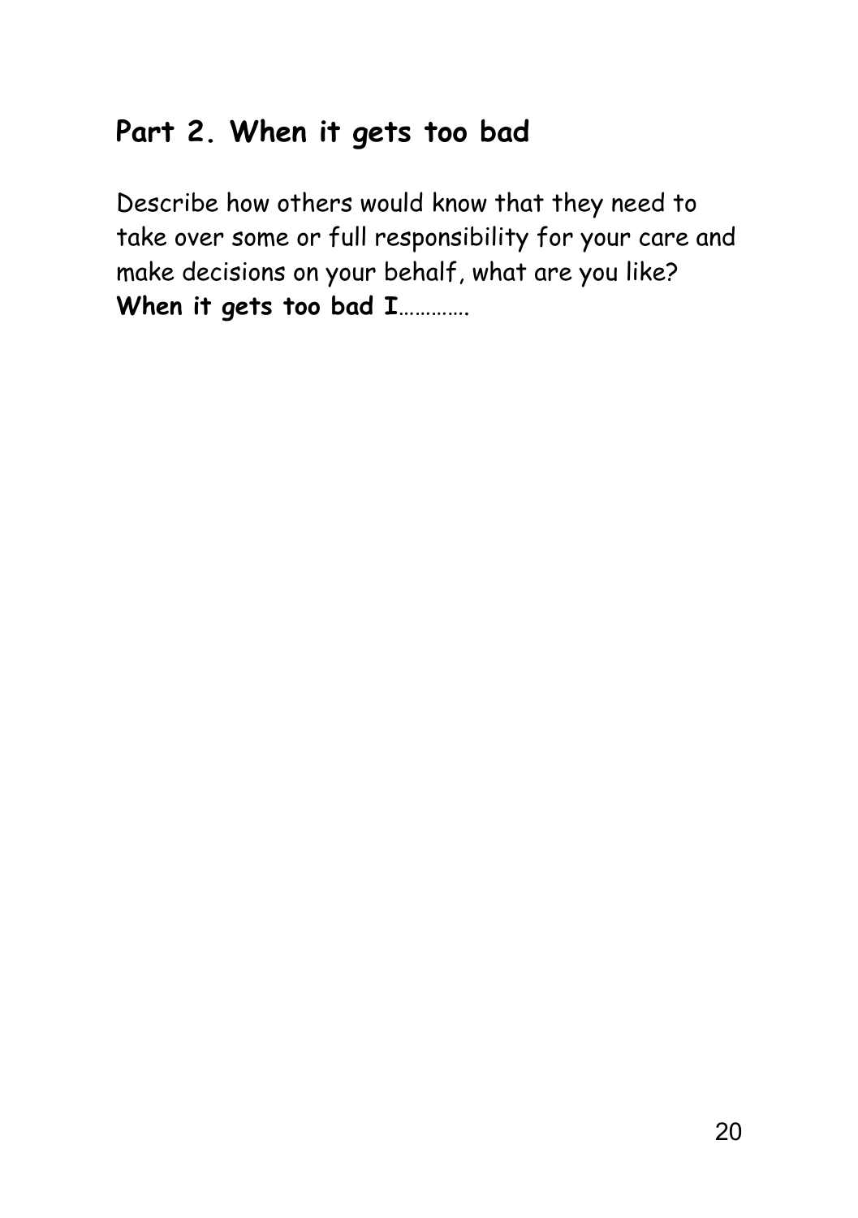## Part 2. When it gets too bad

Describe how others would know that they need to take over some or full responsibility for your care and make decisions on your behalf, what are you like?
**When it gets too bad I**………….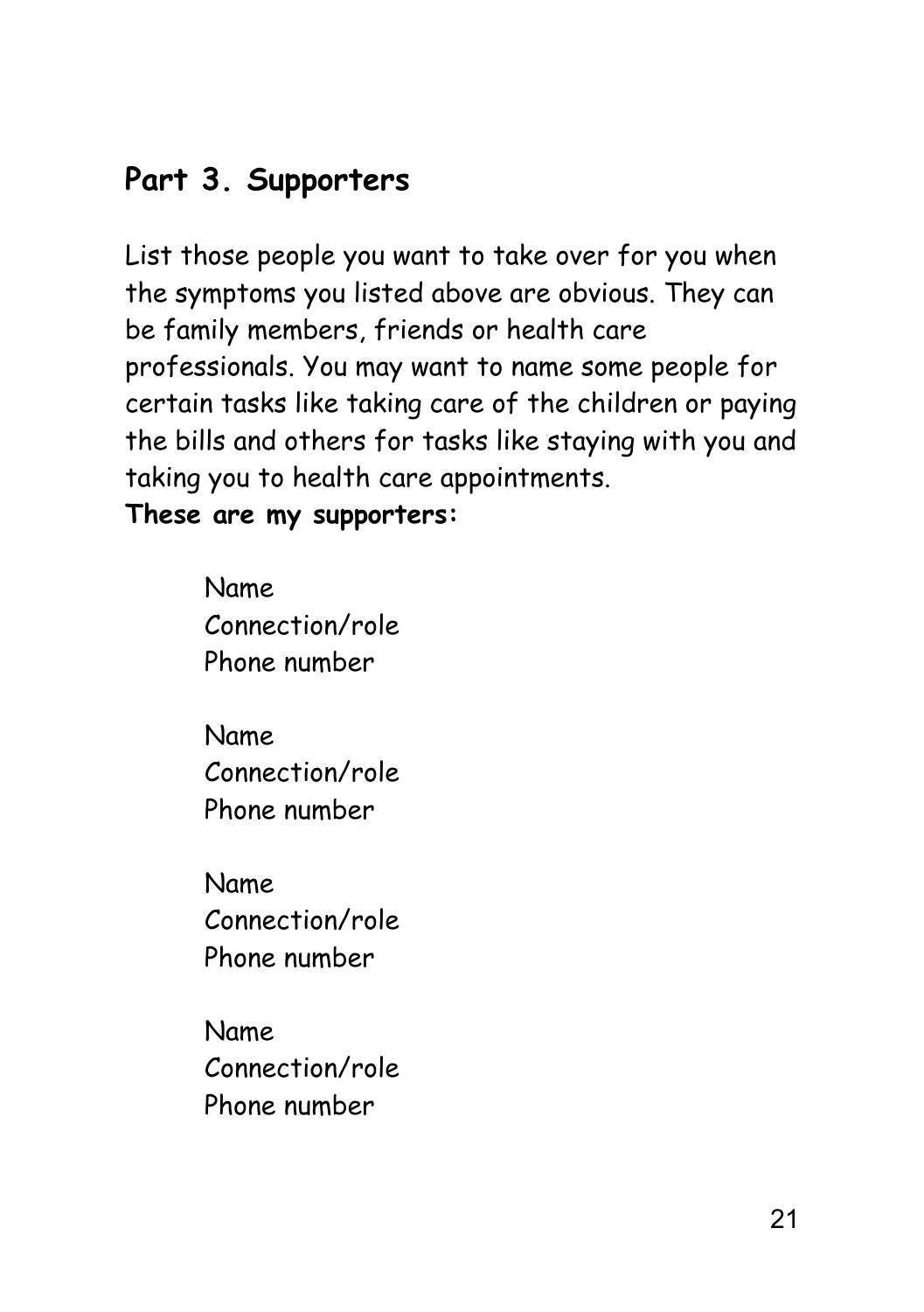## Part 3. Supporters

List those people you want to take over for you when the symptoms you listed above are obvious. They can be family members, friends or health care professionals. You may want to name some people for certain tasks like taking care of the children or paying the bills and others for tasks like staying with you and taking you to health care appointments.

**These are my supporters:**

Name
Connection/role
Phone number

Name
Connection/role
Phone number

Name
Connection/role
Phone number

Name
Connection/role
Phone number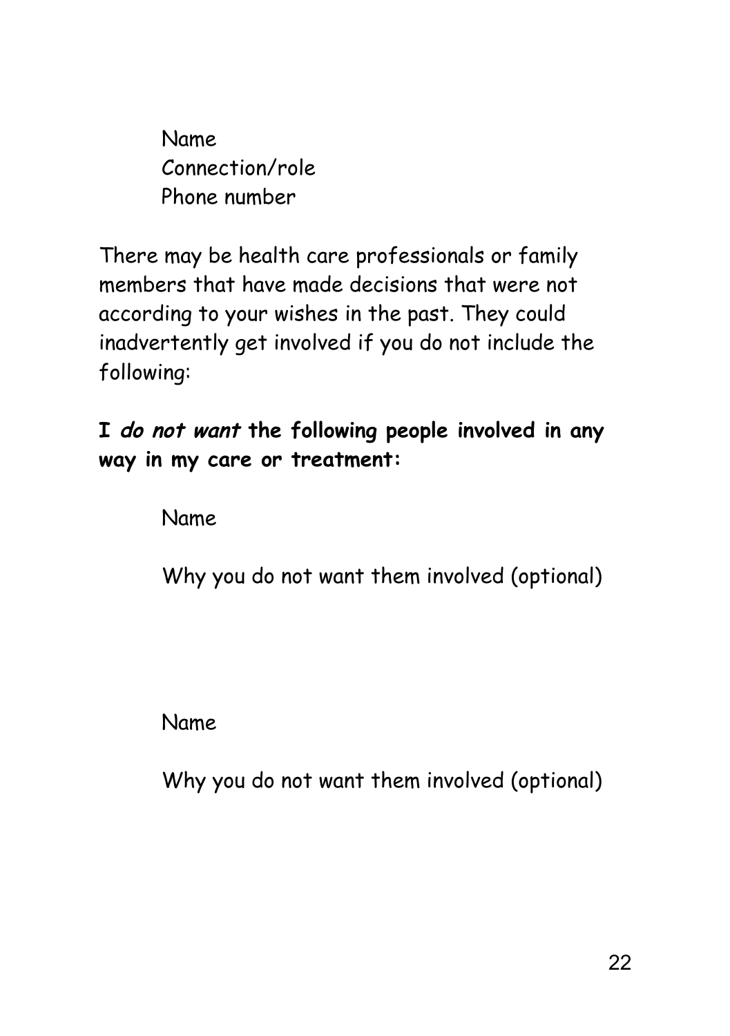Name
Connection/role
Phone number

There may be health care professionals or family members that have made decisions that were not according to your wishes in the past. They could inadvertently get involved if you do not include the following:

**I *do not want* the following people involved in any way in my care or treatment:**

Name

Why you do not want them involved (optional)

Name

Why you do not want them involved (optional)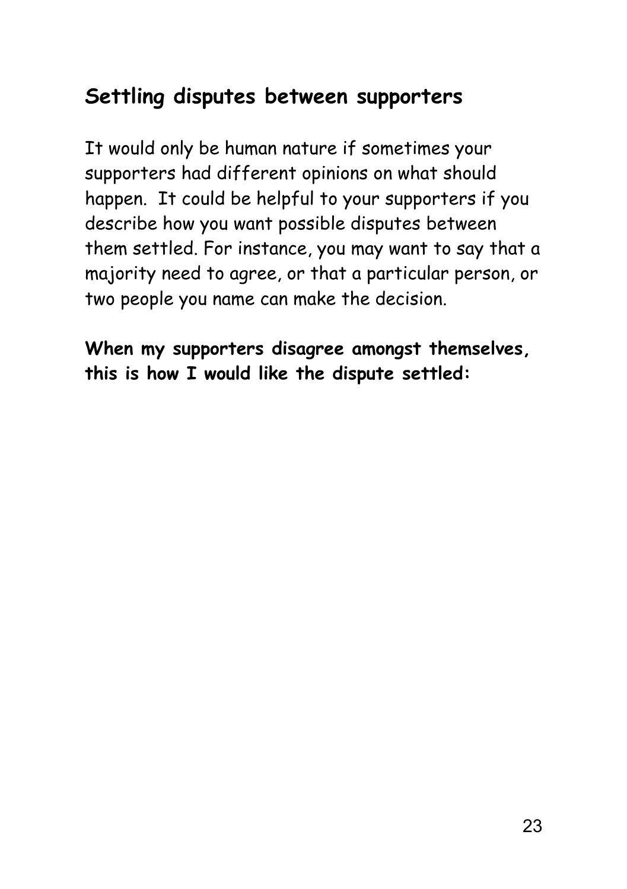## Settling disputes between supporters

It would only be human nature if sometimes your supporters had different opinions on what should happen.  It could be helpful to your supporters if you describe how you want possible disputes between them settled. For instance, you may want to say that a majority need to agree, or that a particular person, or two people you name can make the decision.

**When my supporters disagree amongst themselves, this is how I would like the dispute settled:**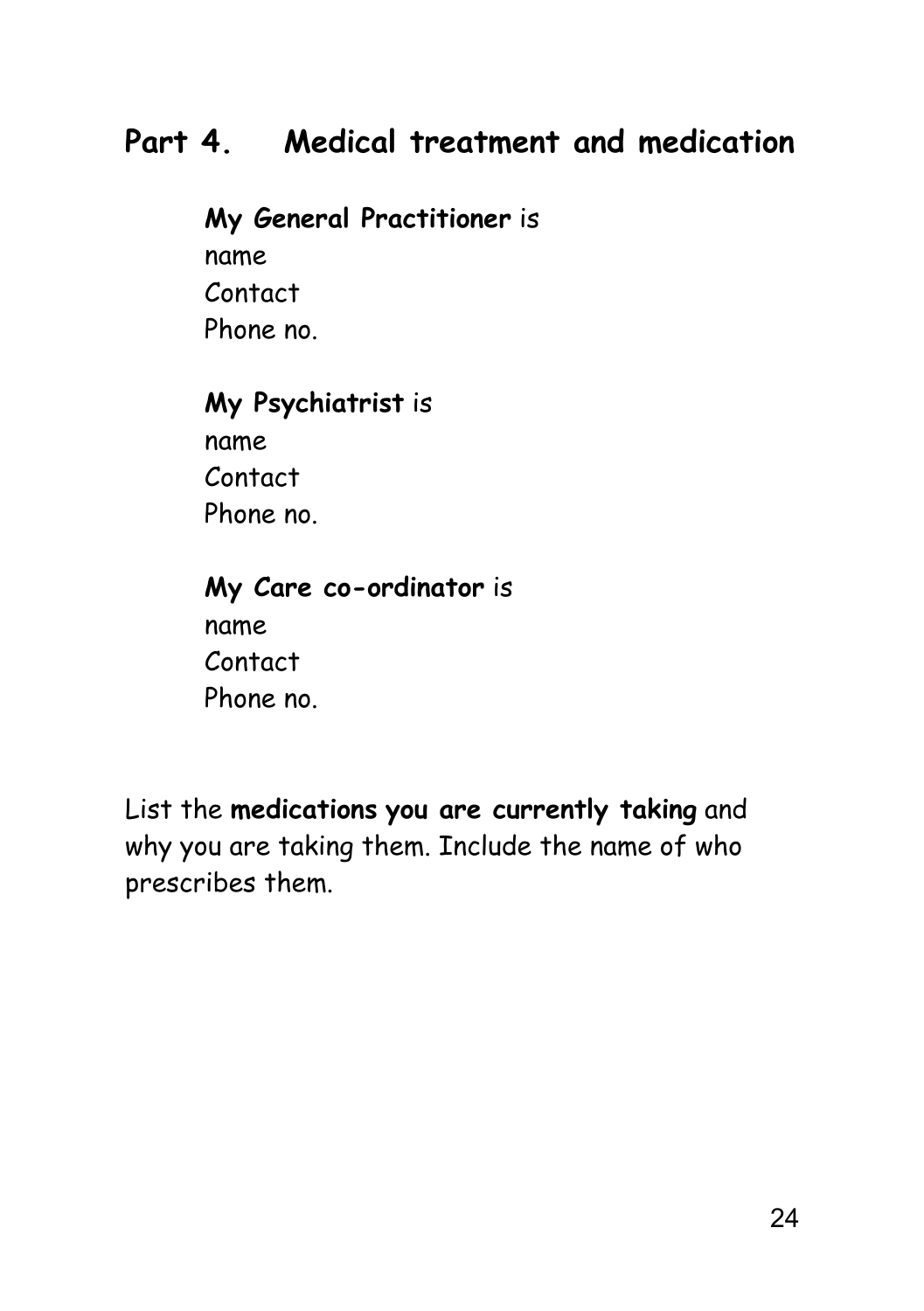## Part 4. Medical treatment and medication

**My General Practitioner** is
name
Contact
Phone no.

**My Psychiatrist** is
name
Contact
Phone no.

**My Care co-ordinator** is
name
Contact
Phone no.

List the **medications you are currently taking** and why you are taking them. Include the name of who prescribes them.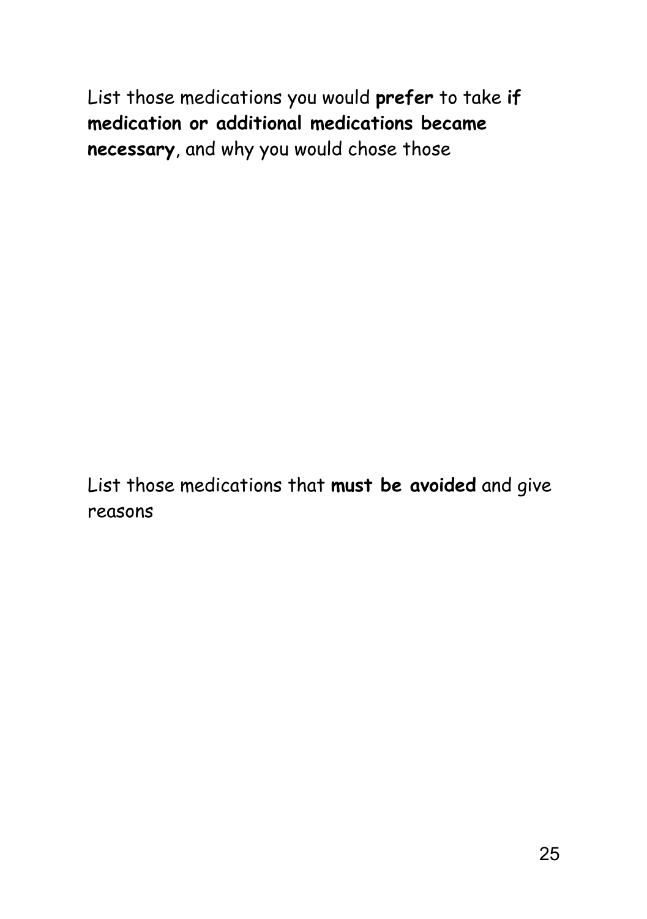List those medications you would **prefer** to take **if medication or additional medications became necessary**, and why you would chose those

List those medications that **must be avoided** and give reasons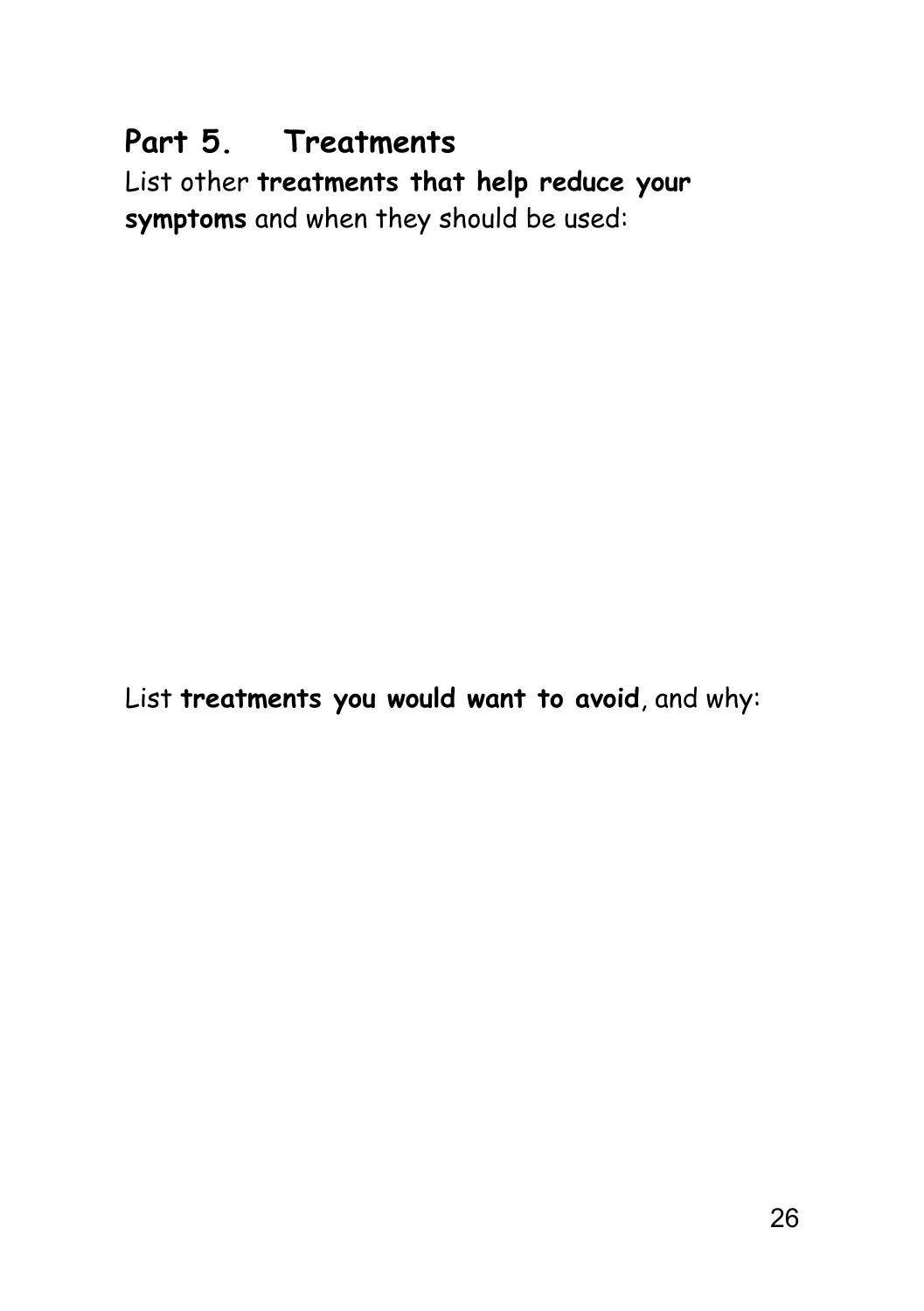## Part 5. Treatments

List other **treatments that help reduce your symptoms** and when they should be used:

List **treatments you would want to avoid**, and why: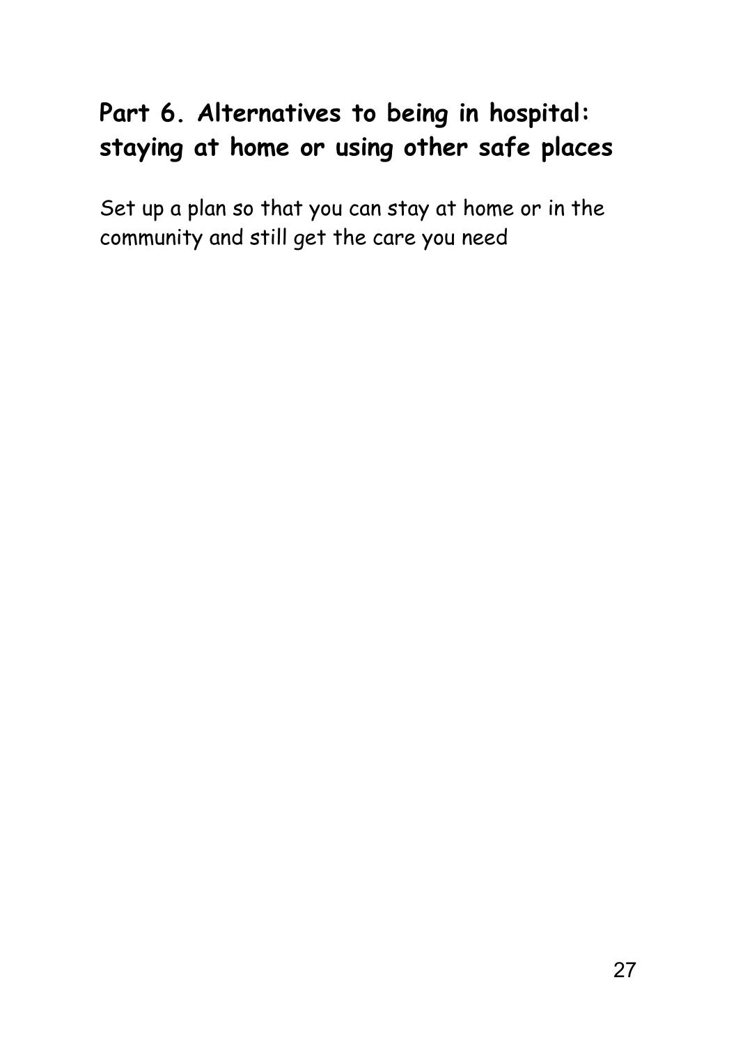## Part 6. Alternatives to being in hospital: staying at home or using other safe places

Set up a plan so that you can stay at home or in the community and still get the care you need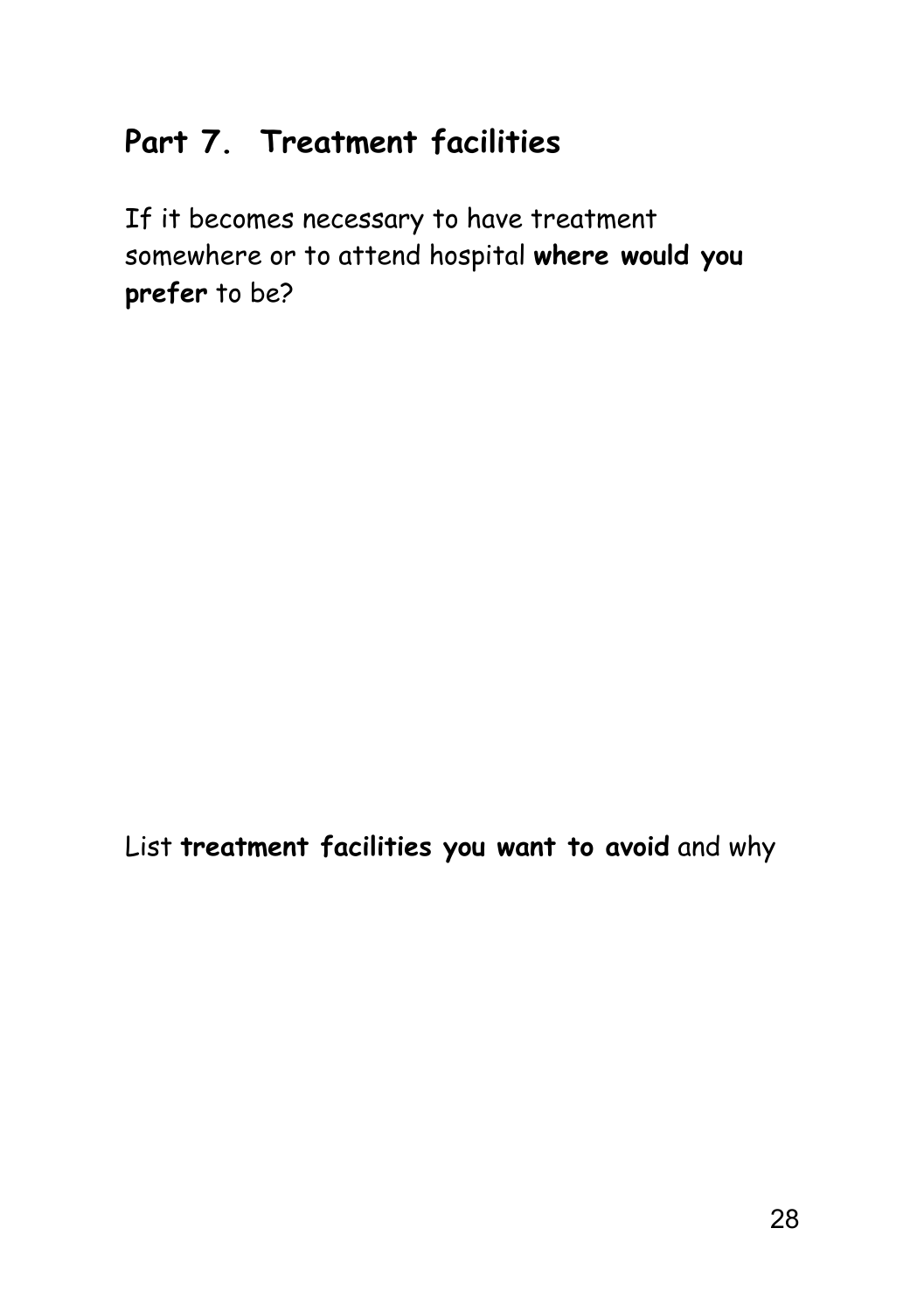## Part 7. Treatment facilities

If it becomes necessary to have treatment somewhere or to attend hospital **where would you prefer** to be?

List **treatment facilities you want to avoid** and why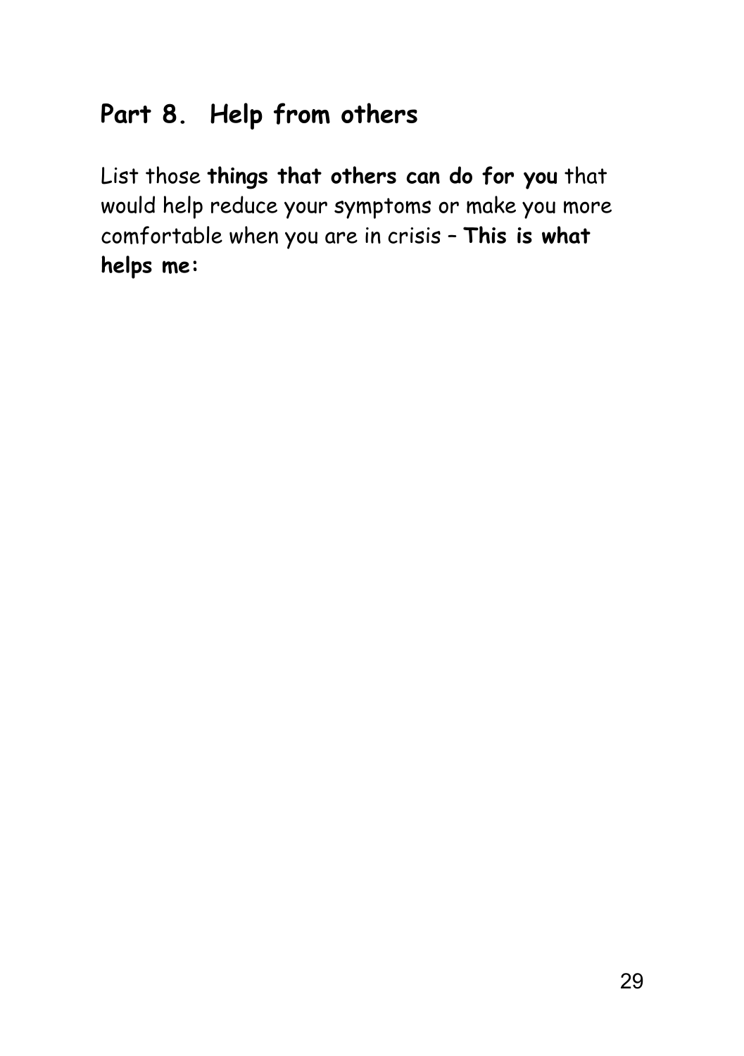## Part 8. Help from others

List those **things that others can do for you** that would help reduce your symptoms or make you more comfortable when you are in crisis – **This is what helps me:**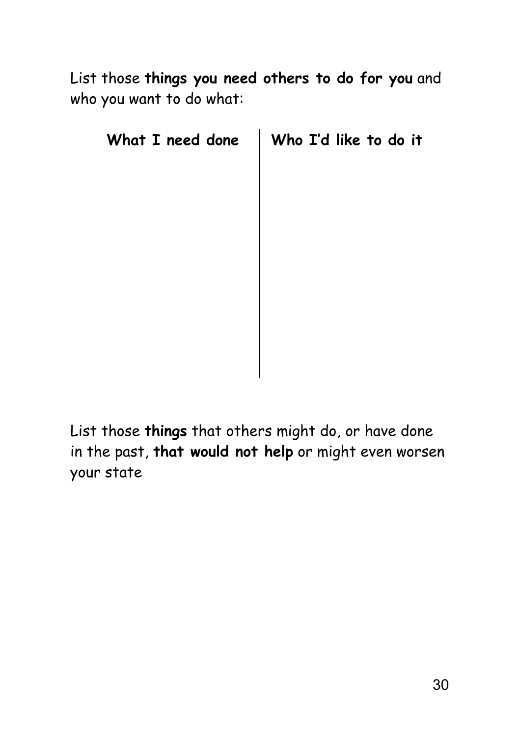List those **things you need others to do for you** and who you want to do what:

| What I need done | Who I'd like to do it |
| --- | --- |
| | |

List those **things** that others might do, or have done in the past, **that would not help** or might even worsen your state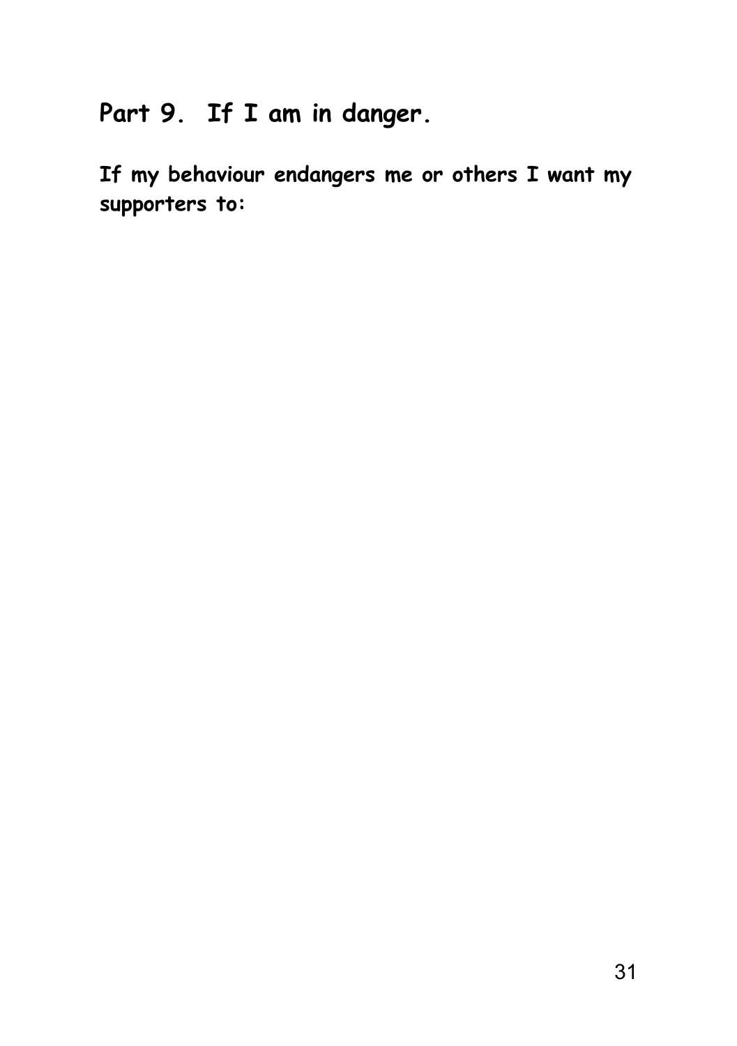## Part 9. If I am in danger.

**If my behaviour endangers me or others I want my supporters to:**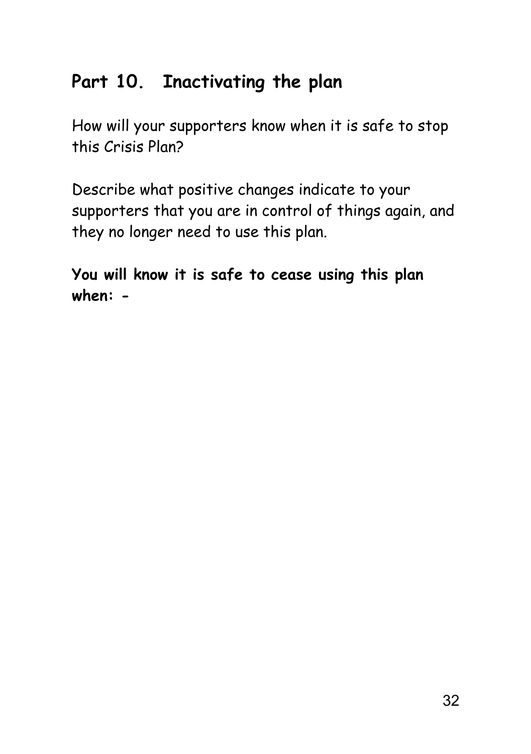## Part 10. Inactivating the plan

How will your supporters know when it is safe to stop this Crisis Plan?

Describe what positive changes indicate to your supporters that you are in control of things again, and they no longer need to use this plan.

**You will know it is safe to cease using this plan when: -**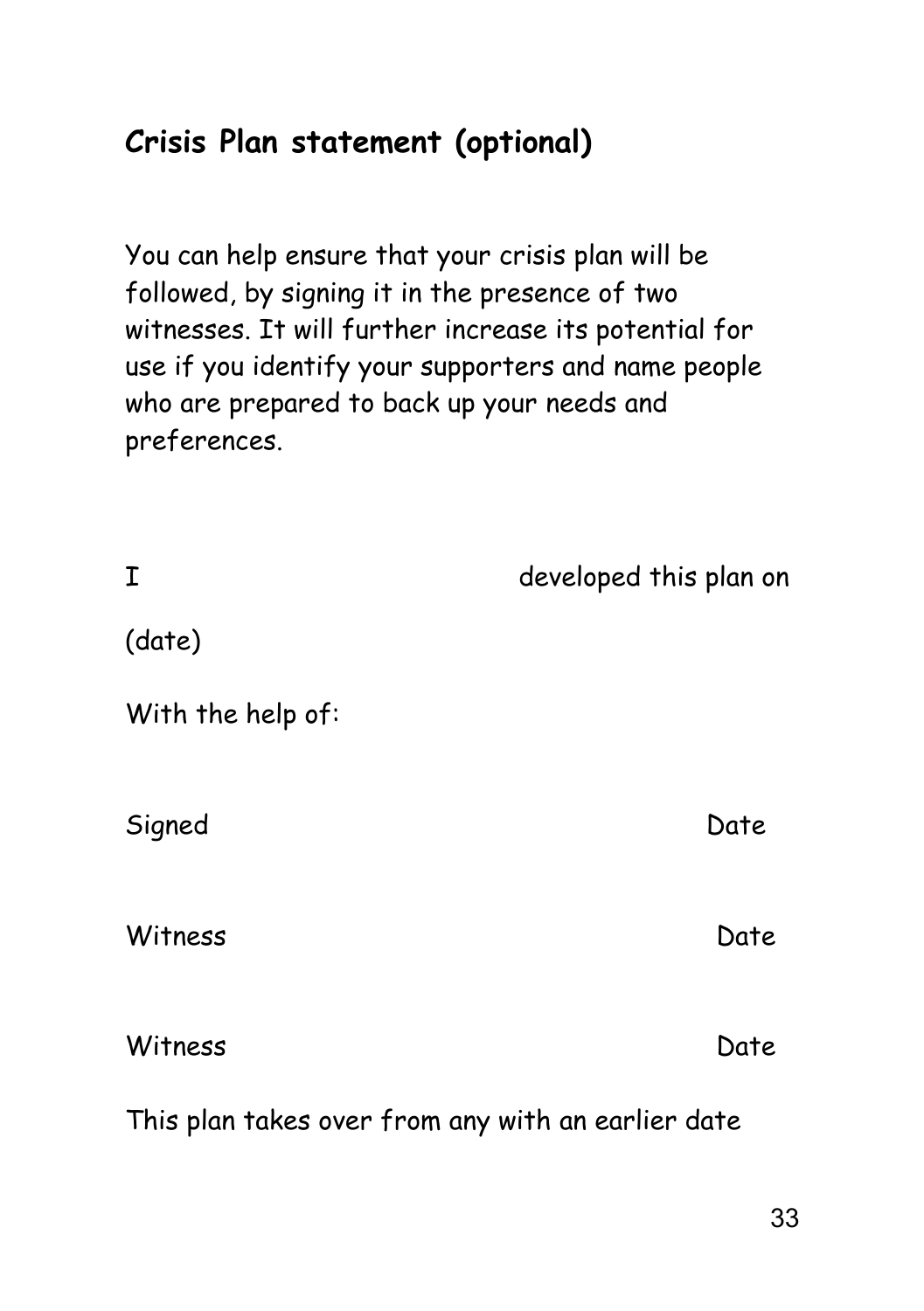## Crisis Plan statement (optional)

You can help ensure that your crisis plan will be followed, by signing it in the presence of two witnesses. It will further increase its potential for use if you identify your supporters and name people who are prepared to back up your needs and preferences.

I developed this plan on

(date)

With the help of:

Signed Date

Witness Date

Witness Date

This plan takes over from any with an earlier date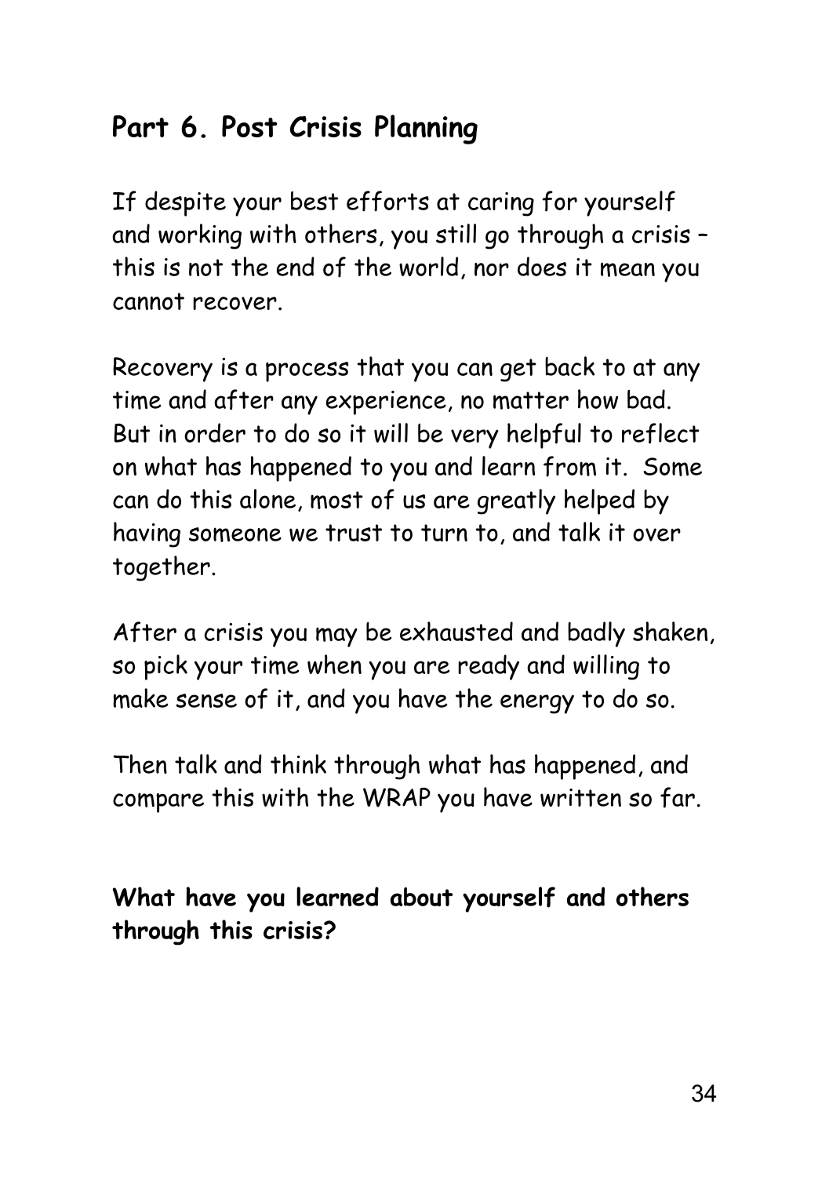## Part 6. Post Crisis Planning

If despite your best efforts at caring for yourself and working with others, you still go through a crisis – this is not the end of the world, nor does it mean you cannot recover.

Recovery is a process that you can get back to at any time and after any experience, no matter how bad. But in order to do so it will be very helpful to reflect on what has happened to you and learn from it. Some can do this alone, most of us are greatly helped by having someone we trust to turn to, and talk it over together.

After a crisis you may be exhausted and badly shaken, so pick your time when you are ready and willing to make sense of it, and you have the energy to do so.

Then talk and think through what has happened, and compare this with the WRAP you have written so far.

**What have you learned about yourself and others through this crisis?**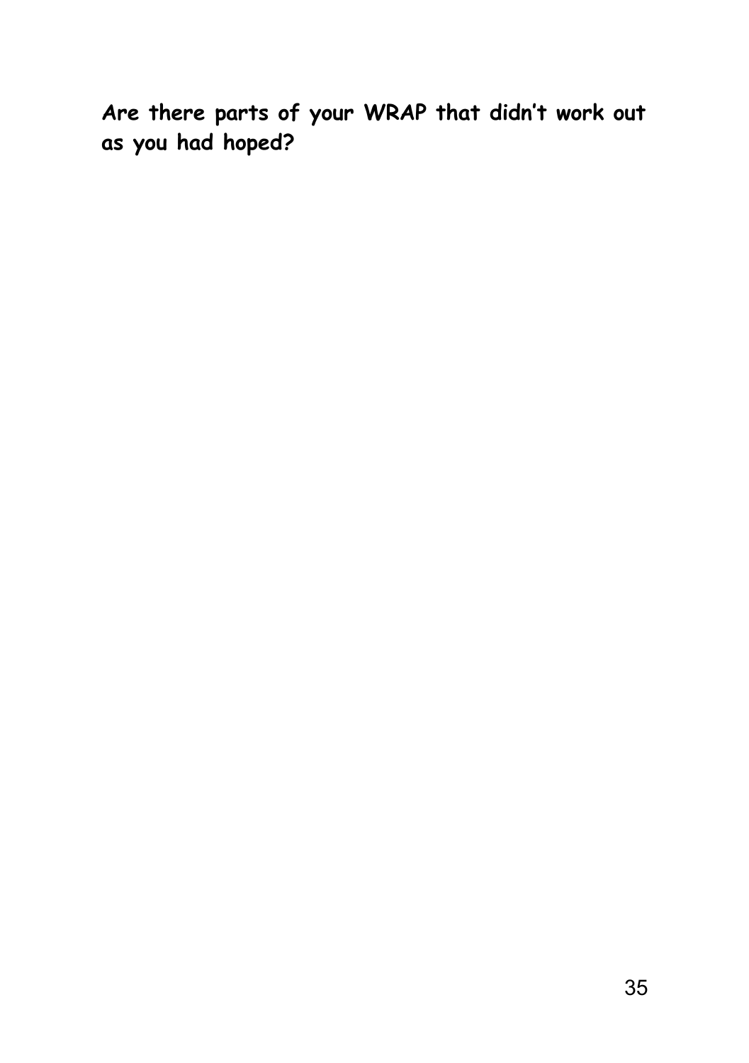**Are there parts of your WRAP that didn't work out as you had hoped?**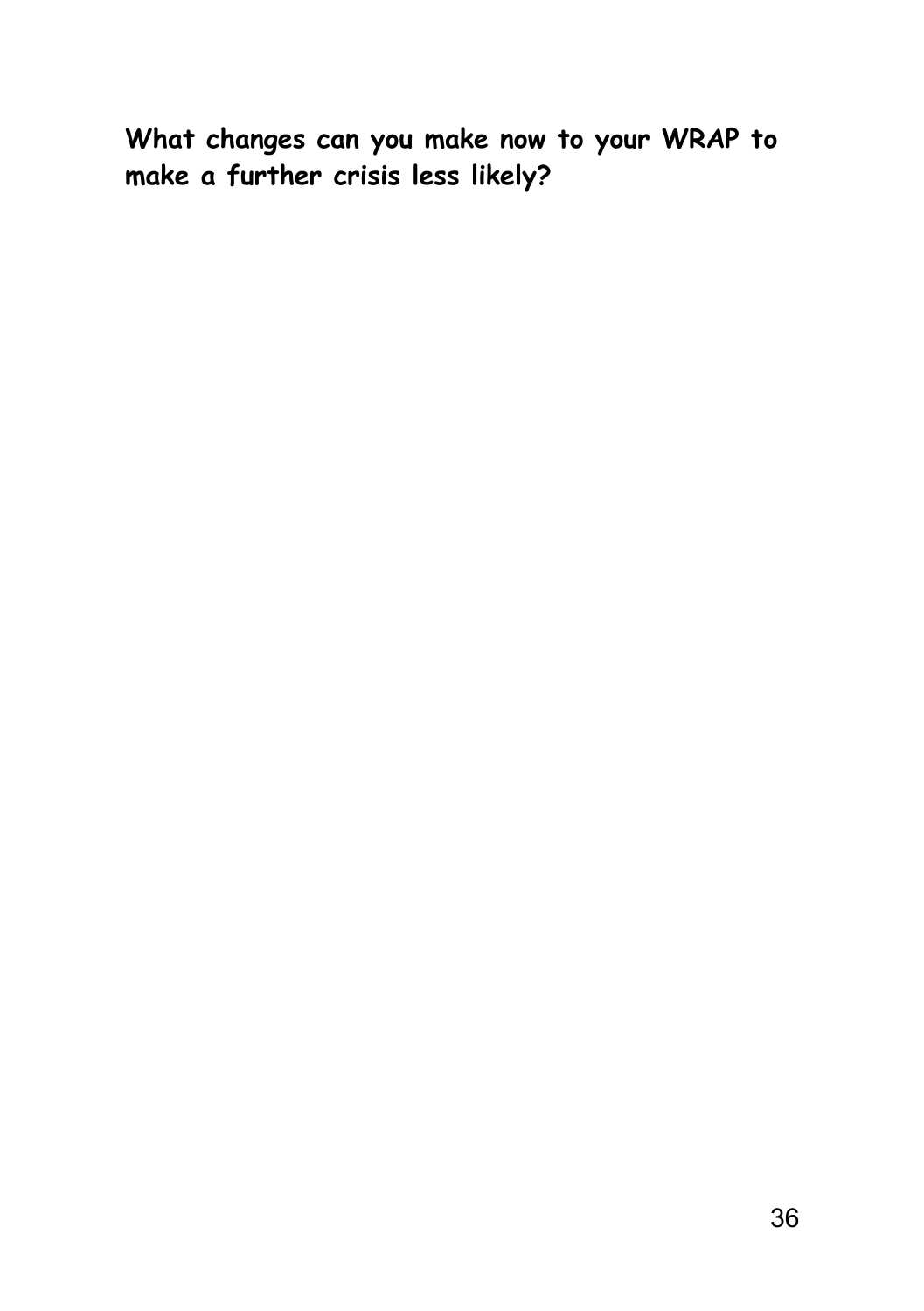**What changes can you make now to your WRAP to make a further crisis less likely?**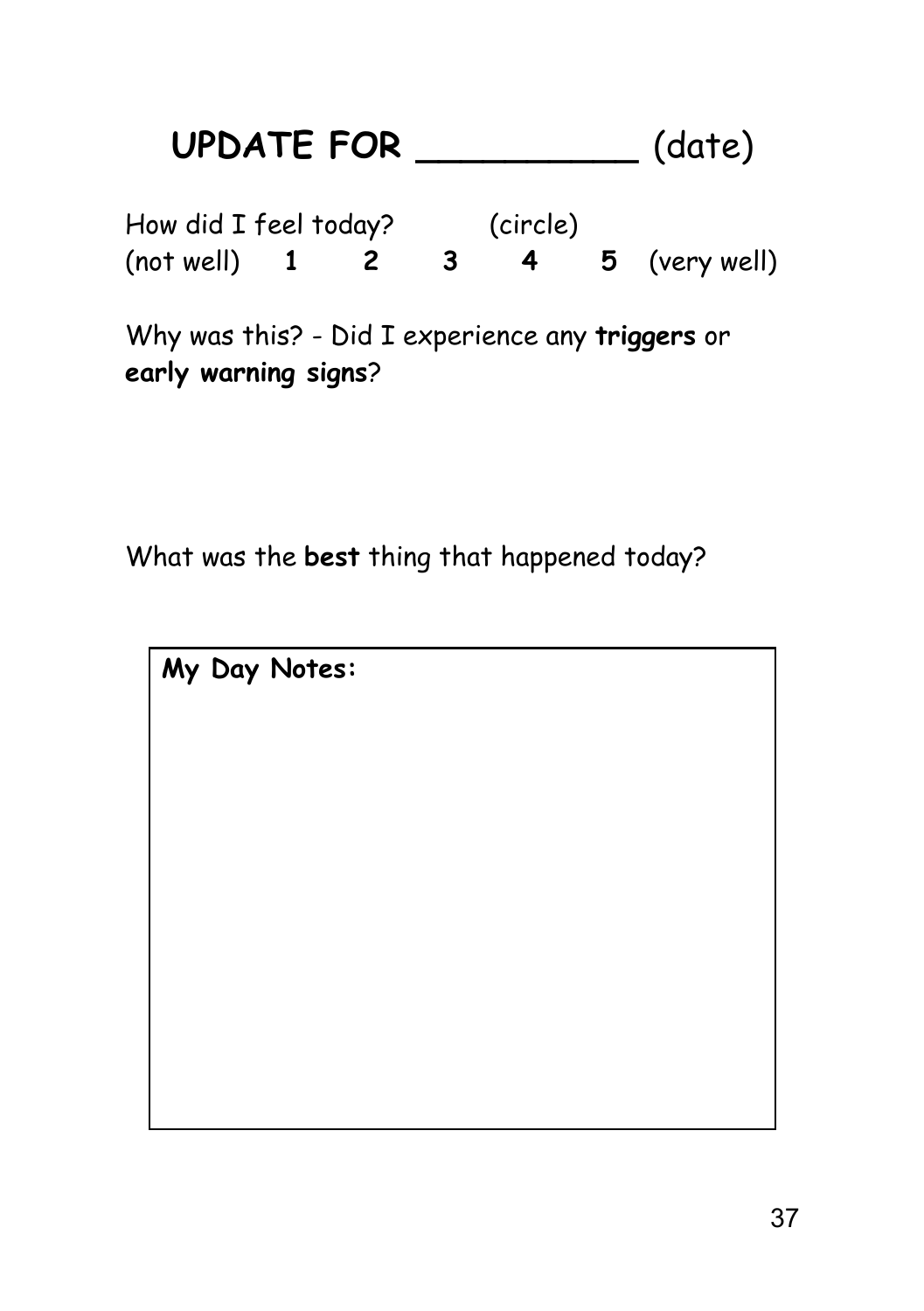# UPDATE FOR __________ (date)

How did I feel today? (circle)

(not well) **1** **2** **3** **4** **5** (very well)

Why was this? - Did I experience any **triggers** or **early warning signs**?

What was the **best** thing that happened today?

| **My Day Notes:** |
| --- |
| |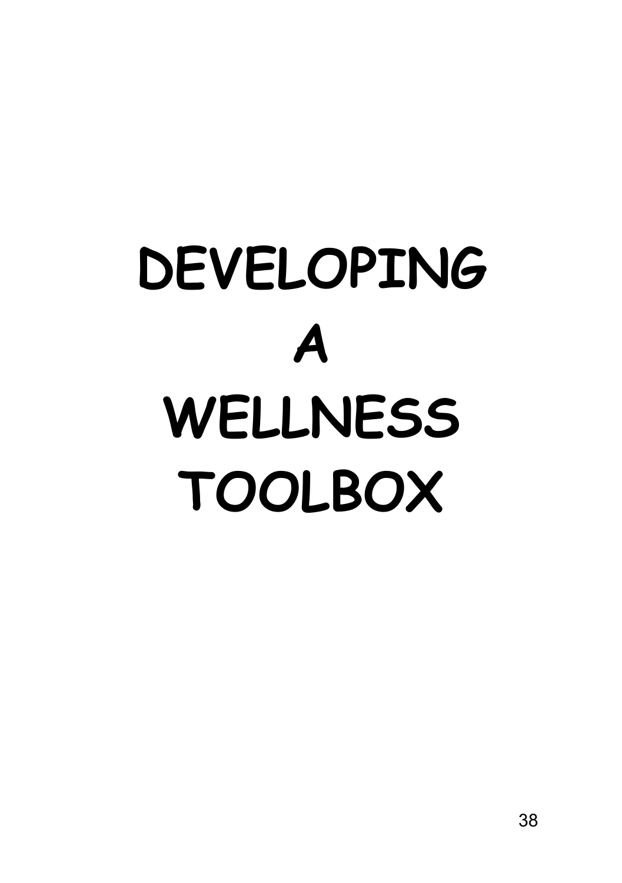# DEVELOPING A WELLNESS TOOLBOX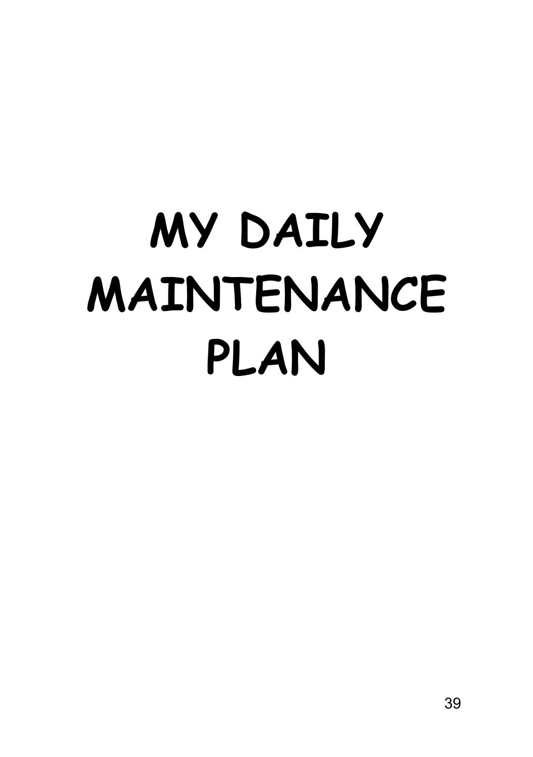# MY DAILY MAINTENANCE PLAN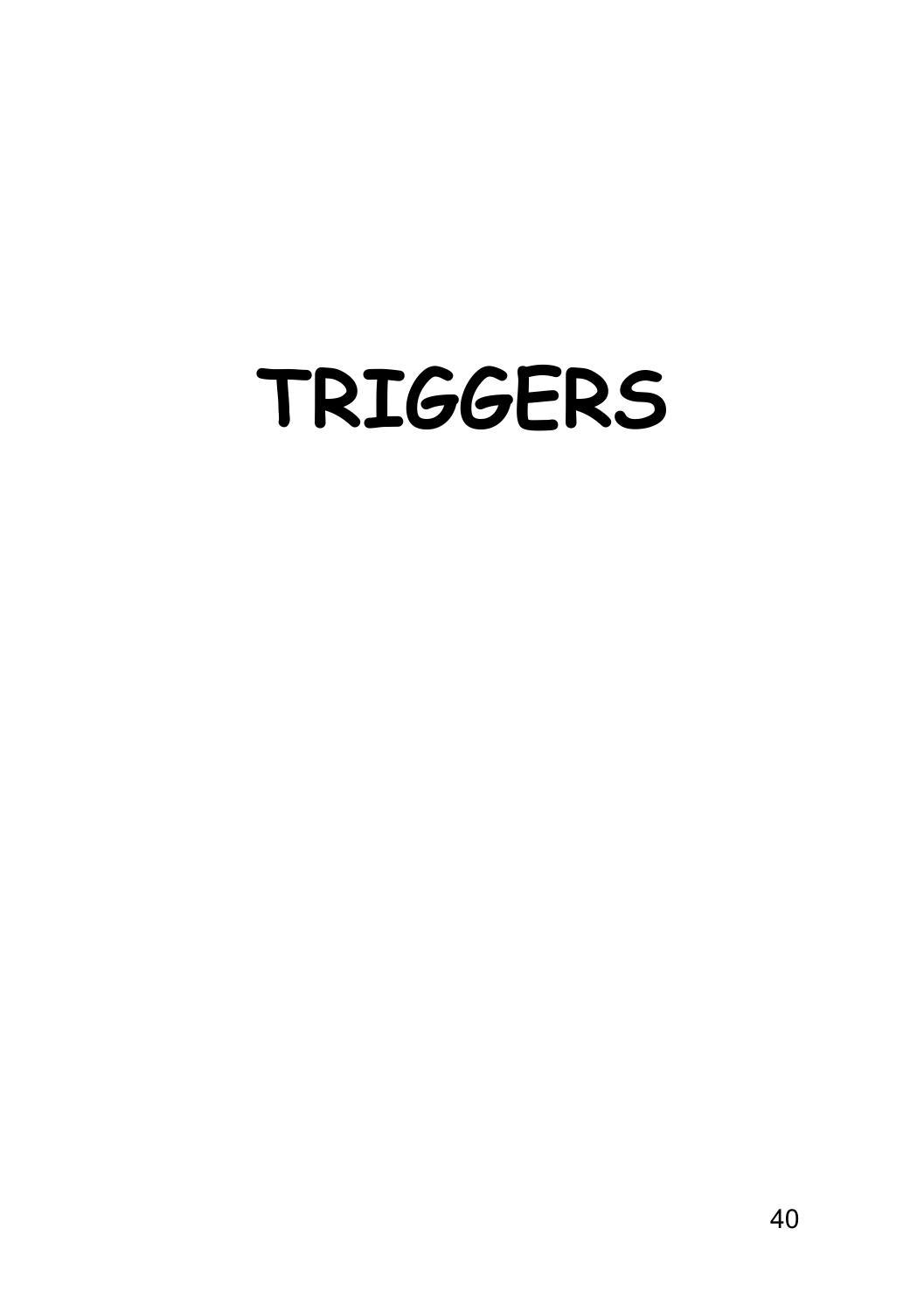# TRIGGERS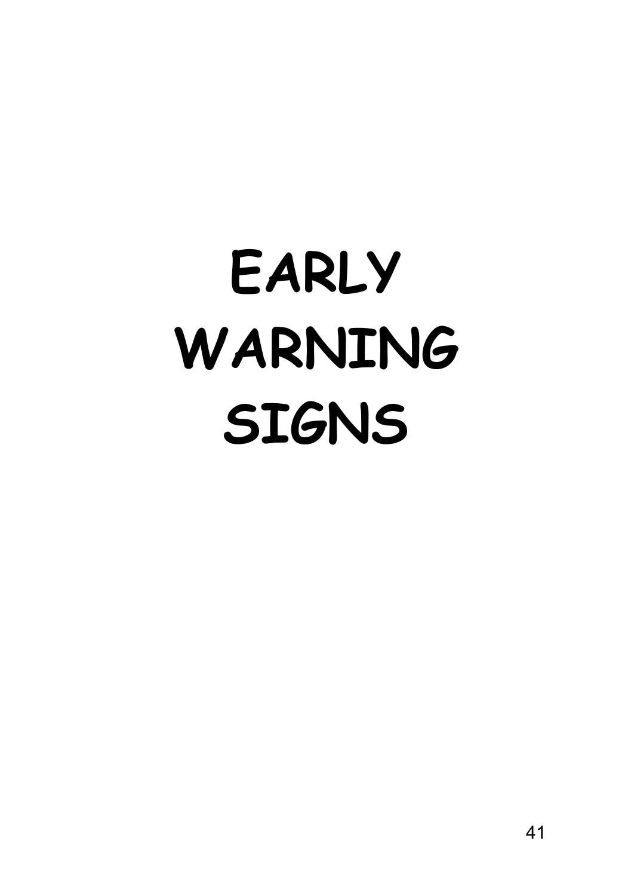# EARLY WARNING SIGNS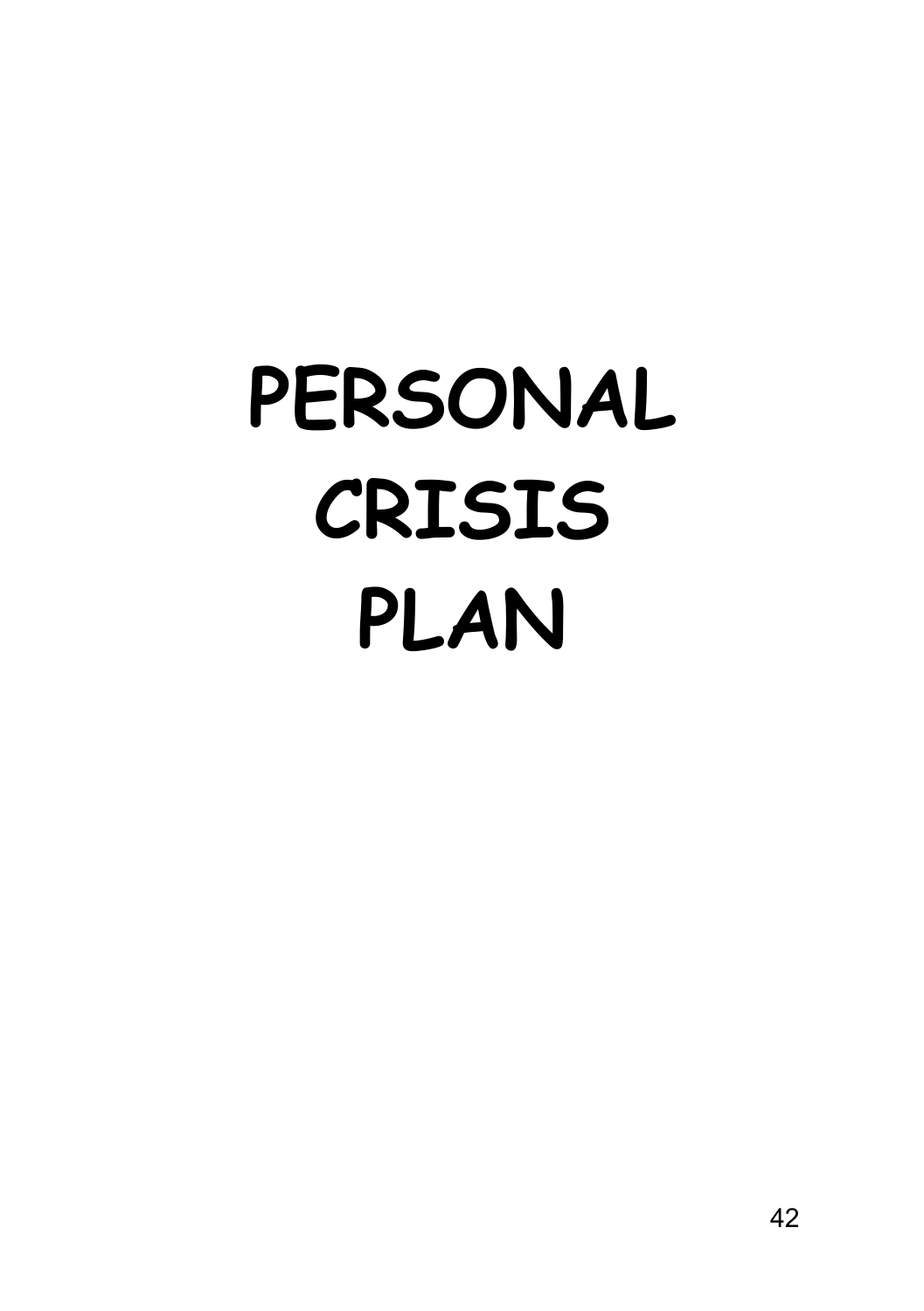# PERSONAL CRISIS PLAN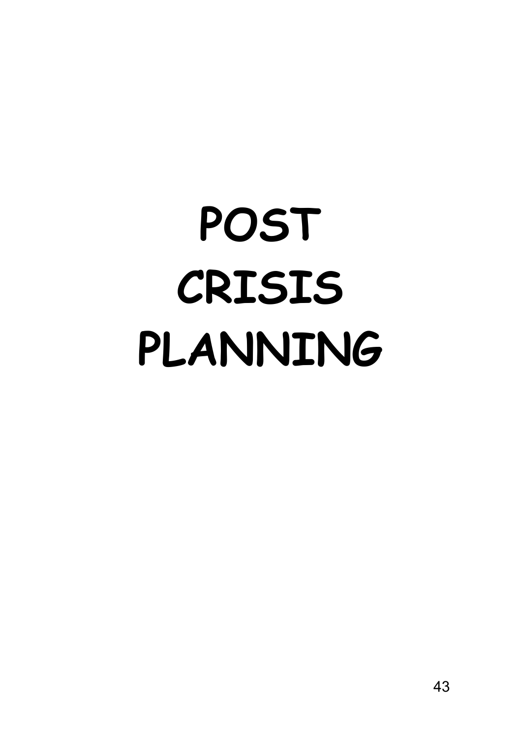# POST CRISIS PLANNING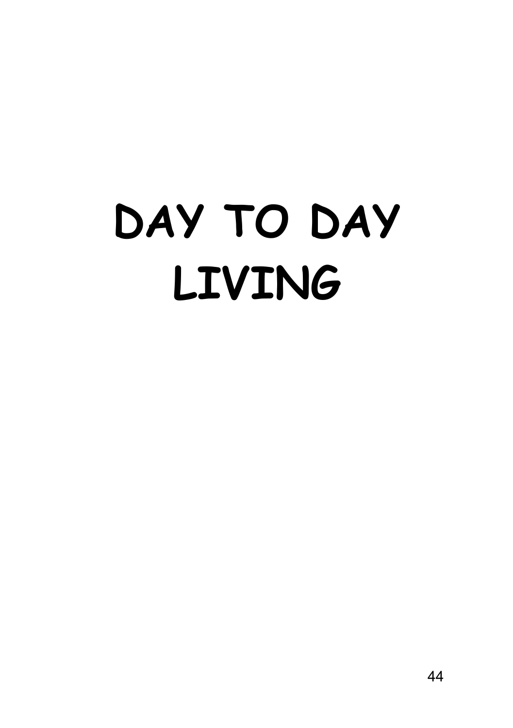# DAY TO DAY LIVING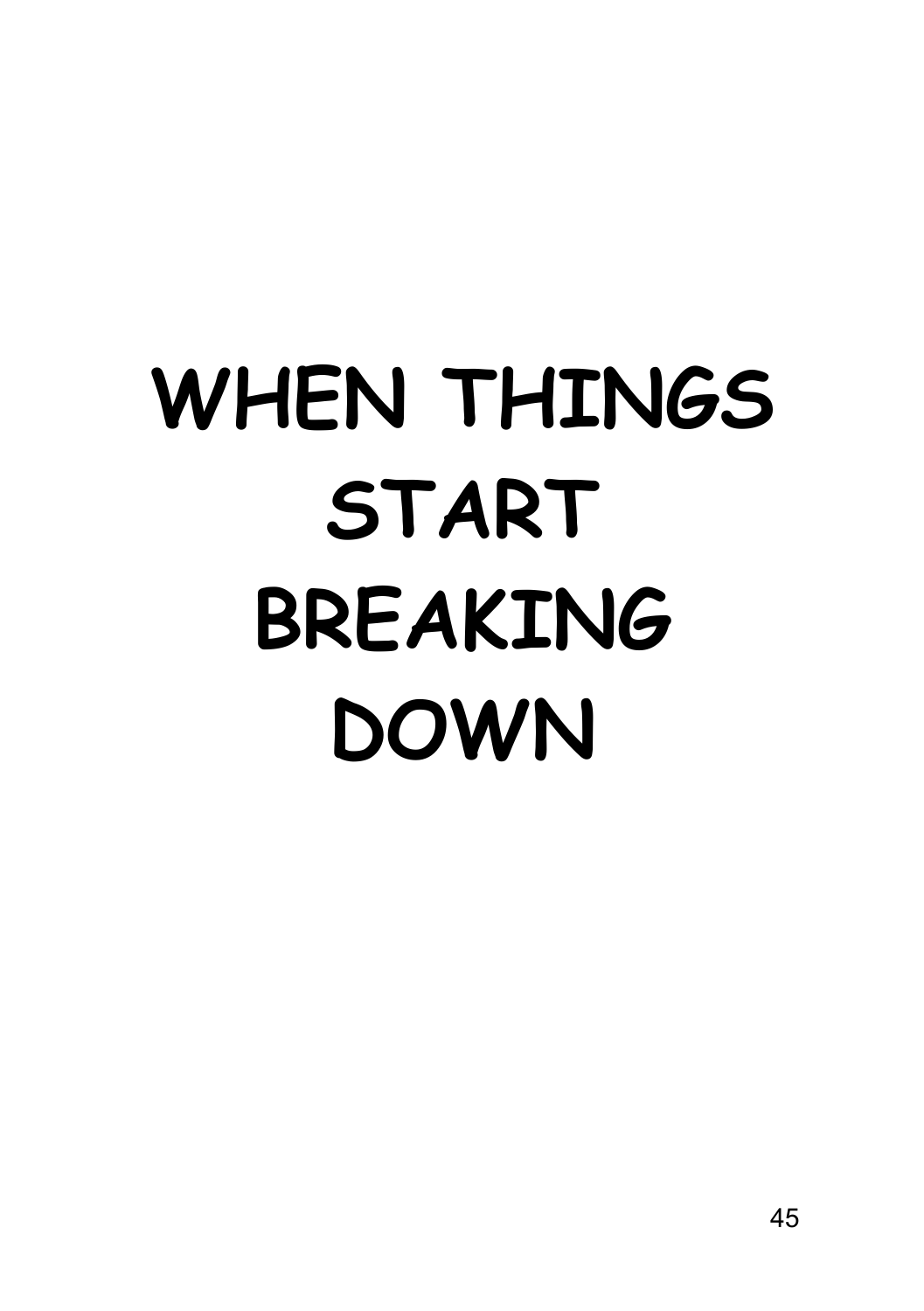# WHEN THINGS START BREAKING DOWN